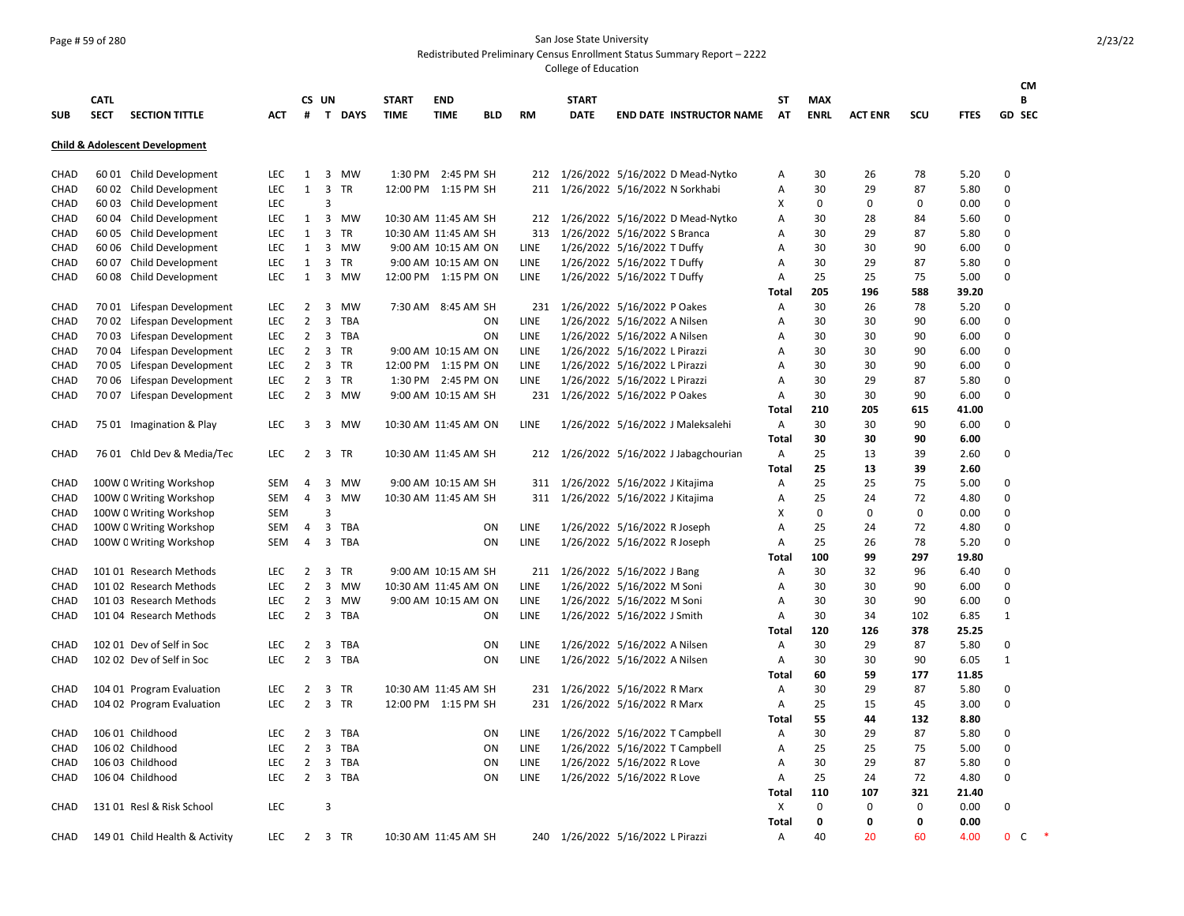San Jose State University

Redistributed Preliminary Census Enrollment Status Summary Report – 2222

College of Education

| SUB | CATL SECT | SECTION TITTLE | ACT | CS # | UN T | DAYS | START TIME | END TIME | BLD | RM | START DATE | END DATE | INSTRUCTOR NAME | ST AT | MAX ENRL | ACT ENR | SCU | FTES | GD | CMB SEC |
|---|---|---|---|---|---|---|---|---|---|---|---|---|---|---|---|---|---|---|---|---|
| **Child & Adolescent Development** | | | | | | | | | | | | | | | | | | | | |
| CHAD | 60 01 | Child Development | LEC | 1 | 3 | MW | 1:30 PM | 2:45 PM | SH | 212 | 1/26/2022 | 5/16/2022 | D Mead-Nytko | A | 30 | 26 | 78 | 5.20 | 0 | |
| CHAD | 60 02 | Child Development | LEC | 1 | 3 | TR | 12:00 PM | 1:15 PM | SH | 211 | 1/26/2022 | 5/16/2022 | N Sorkhabi | A | 30 | 29 | 87 | 5.80 | 0 | |
| CHAD | 60 03 | Child Development | LEC | | 3 | | | | | | | | | X | 0 | 0 | 0 | 0.00 | 0 | |
| CHAD | 60 04 | Child Development | LEC | 1 | 3 | MW | 10:30 AM | 11:45 AM | SH | 212 | 1/26/2022 | 5/16/2022 | D Mead-Nytko | A | 30 | 28 | 84 | 5.60 | 0 | |
| CHAD | 60 05 | Child Development | LEC | 1 | 3 | TR | 10:30 AM | 11:45 AM | SH | 313 | 1/26/2022 | 5/16/2022 | S Branca | A | 30 | 29 | 87 | 5.80 | 0 | |
| CHAD | 60 06 | Child Development | LEC | 1 | 3 | MW | 9:00 AM | 10:15 AM | ON | LINE | 1/26/2022 | 5/16/2022 | T Duffy | A | 30 | 30 | 90 | 6.00 | 0 | |
| CHAD | 60 07 | Child Development | LEC | 1 | 3 | TR | 9:00 AM | 10:15 AM | ON | LINE | 1/26/2022 | 5/16/2022 | T Duffy | A | 30 | 29 | 87 | 5.80 | 0 | |
| CHAD | 60 08 | Child Development | LEC | 1 | 3 | MW | 12:00 PM | 1:15 PM | ON | LINE | 1/26/2022 | 5/16/2022 | T Duffy | A | 25 | 25 | 75 | 5.00 | 0 | |
| | | | | | | | | | | | | | | **Total** | **205** | **196** | **588** | **39.20** | | |
| CHAD | 70 01 | Lifespan Development | LEC | 2 | 3 | MW | 7:30 AM | 8:45 AM | SH | 231 | 1/26/2022 | 5/16/2022 | P Oakes | A | 30 | 26 | 78 | 5.20 | 0 | |
| CHAD | 70 02 | Lifespan Development | LEC | 2 | 3 | TBA | | | ON | LINE | 1/26/2022 | 5/16/2022 | A Nilsen | A | 30 | 30 | 90 | 6.00 | 0 | |
| CHAD | 70 03 | Lifespan Development | LEC | 2 | 3 | TBA | | | ON | LINE | 1/26/2022 | 5/16/2022 | A Nilsen | A | 30 | 30 | 90 | 6.00 | 0 | |
| CHAD | 70 04 | Lifespan Development | LEC | 2 | 3 | TR | 9:00 AM | 10:15 AM | ON | LINE | 1/26/2022 | 5/16/2022 | L Pirazzi | A | 30 | 30 | 90 | 6.00 | 0 | |
| CHAD | 70 05 | Lifespan Development | LEC | 2 | 3 | TR | 12:00 PM | 1:15 PM | ON | LINE | 1/26/2022 | 5/16/2022 | L Pirazzi | A | 30 | 30 | 90 | 6.00 | 0 | |
| CHAD | 70 06 | Lifespan Development | LEC | 2 | 3 | TR | 1:30 PM | 2:45 PM | ON | LINE | 1/26/2022 | 5/16/2022 | L Pirazzi | A | 30 | 29 | 87 | 5.80 | 0 | |
| CHAD | 70 07 | Lifespan Development | LEC | 2 | 3 | MW | 9:00 AM | 10:15 AM | SH | 231 | 1/26/2022 | 5/16/2022 | P Oakes | A | 30 | 30 | 90 | 6.00 | 0 | |
| | | | | | | | | | | | | | | **Total** | **210** | **205** | **615** | **41.00** | | |
| CHAD | 75 01 | Imagination & Play | LEC | 3 | 3 | MW | 10:30 AM | 11:45 AM | ON | LINE | 1/26/2022 | 5/16/2022 | J Maleksalehi | A | 30 | 30 | 90 | 6.00 | 0 | |
| | | | | | | | | | | | | | | **Total** | **30** | **30** | **90** | **6.00** | | |
| CHAD | 76 01 | Chld Dev & Media/Tec | LEC | 2 | 3 | TR | 10:30 AM | 11:45 AM | SH | 212 | 1/26/2022 | 5/16/2022 | J Jabagchourian | A | 25 | 13 | 39 | 2.60 | 0 | |
| | | | | | | | | | | | | | | **Total** | **25** | **13** | **39** | **2.60** | | |
| CHAD | 100W 0 | Writing Workshop | SEM | 4 | 3 | MW | 9:00 AM | 10:15 AM | SH | 311 | 1/26/2022 | 5/16/2022 | J Kitajima | A | 25 | 25 | 75 | 5.00 | 0 | |
| CHAD | 100W 0 | Writing Workshop | SEM | 4 | 3 | MW | 10:30 AM | 11:45 AM | SH | 311 | 1/26/2022 | 5/16/2022 | J Kitajima | A | 25 | 24 | 72 | 4.80 | 0 | |
| CHAD | 100W 0 | Writing Workshop | SEM | | 3 | | | | | | | | | X | 0 | 0 | 0 | 0.00 | 0 | |
| CHAD | 100W 0 | Writing Workshop | SEM | 4 | 3 | TBA | | | ON | LINE | 1/26/2022 | 5/16/2022 | R Joseph | A | 25 | 24 | 72 | 4.80 | 0 | |
| CHAD | 100W 0 | Writing Workshop | SEM | 4 | 3 | TBA | | | ON | LINE | 1/26/2022 | 5/16/2022 | R Joseph | A | 25 | 26 | 78 | 5.20 | 0 | |
| | | | | | | | | | | | | | | **Total** | **100** | **99** | **297** | **19.80** | | |
| CHAD | 101 01 | Research Methods | LEC | 2 | 3 | TR | 9:00 AM | 10:15 AM | SH | 211 | 1/26/2022 | 5/16/2022 | J Bang | A | 30 | 32 | 96 | 6.40 | 0 | |
| CHAD | 101 02 | Research Methods | LEC | 2 | 3 | MW | 10:30 AM | 11:45 AM | ON | LINE | 1/26/2022 | 5/16/2022 | M Soni | A | 30 | 30 | 90 | 6.00 | 0 | |
| CHAD | 101 03 | Research Methods | LEC | 2 | 3 | MW | 9:00 AM | 10:15 AM | ON | LINE | 1/26/2022 | 5/16/2022 | M Soni | A | 30 | 30 | 90 | 6.00 | 0 | |
| CHAD | 101 04 | Research Methods | LEC | 2 | 3 | TBA | | | ON | LINE | 1/26/2022 | 5/16/2022 | J Smith | A | 30 | 34 | 102 | 6.85 | 1 | |
| | | | | | | | | | | | | | | **Total** | **120** | **126** | **378** | **25.25** | | |
| CHAD | 102 01 | Dev of Self in Soc | LEC | 2 | 3 | TBA | | | ON | LINE | 1/26/2022 | 5/16/2022 | A Nilsen | A | 30 | 29 | 87 | 5.80 | 0 | |
| CHAD | 102 02 | Dev of Self in Soc | LEC | 2 | 3 | TBA | | | ON | LINE | 1/26/2022 | 5/16/2022 | A Nilsen | A | 30 | 30 | 90 | 6.05 | 1 | |
| | | | | | | | | | | | | | | **Total** | **60** | **59** | **177** | **11.85** | | |
| CHAD | 104 01 | Program Evaluation | LEC | 2 | 3 | TR | 10:30 AM | 11:45 AM | SH | 231 | 1/26/2022 | 5/16/2022 | R Marx | A | 30 | 29 | 87 | 5.80 | 0 | |
| CHAD | 104 02 | Program Evaluation | LEC | 2 | 3 | TR | 12:00 PM | 1:15 PM | SH | 231 | 1/26/2022 | 5/16/2022 | R Marx | A | 25 | 15 | 45 | 3.00 | 0 | |
| | | | | | | | | | | | | | | **Total** | **55** | **44** | **132** | **8.80** | | |
| CHAD | 106 01 | Childhood | LEC | 2 | 3 | TBA | | | ON | LINE | 1/26/2022 | 5/16/2022 | T Campbell | A | 30 | 29 | 87 | 5.80 | 0 | |
| CHAD | 106 02 | Childhood | LEC | 2 | 3 | TBA | | | ON | LINE | 1/26/2022 | 5/16/2022 | T Campbell | A | 25 | 25 | 75 | 5.00 | 0 | |
| CHAD | 106 03 | Childhood | LEC | 2 | 3 | TBA | | | ON | LINE | 1/26/2022 | 5/16/2022 | R Love | A | 30 | 29 | 87 | 5.80 | 0 | |
| CHAD | 106 04 | Childhood | LEC | 2 | 3 | TBA | | | ON | LINE | 1/26/2022 | 5/16/2022 | R Love | A | 25 | 24 | 72 | 4.80 | 0 | |
| | | | | | | | | | | | | | | **Total** | **110** | **107** | **321** | **21.40** | | |
| CHAD | 131 01 | Resl & Risk School | LEC | | 3 | | | | | | | | | X | 0 | 0 | 0 | 0.00 | 0 | |
| | | | | | | | | | | | | | | **Total** | **0** | **0** | **0** | **0.00** | | |
| CHAD | 149 01 | Child Health & Activity | LEC | 2 | 3 | TR | 10:30 AM | 11:45 AM | SH | 240 | 1/26/2022 | 5/16/2022 | L Pirazzi | A | 40 | 20 | 60 | 4.00 | 0 | C * |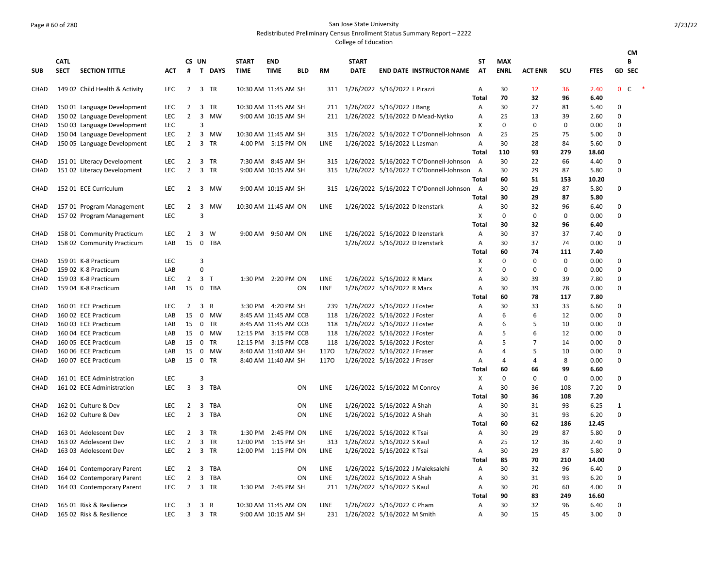San Jose State University
Redistributed Preliminary Census Enrollment Status Summary Report – 2222
College of Education

| SUB | CATL SECT | SECTION TITTLE | ACT | CS # | UN T | DAYS | START TIME | END TIME | BLD | RM | START DATE | END DATE | INSTRUCTOR NAME | ST AT | MAX ENRL | ACT ENR | SCU | FTES | GD | CMB SEC |
|---|---|---|---|---|---|---|---|---|---|---|---|---|---|---|---|---|---|---|---|---|
| CHAD | 149 02 | Child Health & Activity | LEC | 2 | 3 | TR | 10:30 AM | 11:45 AM | SH | 311 | 1/26/2022 | 5/16/2022 | L Pirazzi | A | 30 | 12 | 36 | 2.40 | 0 | C * |
| | | | | | | | | | | | | | | Total | 70 | 32 | 96 | 6.40 | | |
| CHAD | 150 01 | Language Development | LEC | 2 | 3 | TR | 10:30 AM | 11:45 AM | SH | 211 | 1/26/2022 | 5/16/2022 | J Bang | A | 30 | 27 | 81 | 5.40 | 0 | |
| CHAD | 150 02 | Language Development | LEC | 2 | 3 | MW | 9:00 AM | 10:15 AM | SH | 211 | 1/26/2022 | 5/16/2022 | D Mead-Nytko | A | 25 | 13 | 39 | 2.60 | 0 | |
| CHAD | 150 03 | Language Development | LEC | | 3 | | | | | | | | | X | 0 | 0 | 0 | 0.00 | 0 | |
| CHAD | 150 04 | Language Development | LEC | 2 | 3 | MW | 10:30 AM | 11:45 AM | SH | 315 | 1/26/2022 | 5/16/2022 | T O'Donnell-Johnson | A | 25 | 25 | 75 | 5.00 | 0 | |
| CHAD | 150 05 | Language Development | LEC | 2 | 3 | TR | 4:00 PM | 5:15 PM | ON | LINE | 1/26/2022 | 5/16/2022 | L Lasman | A | 30 | 28 | 84 | 5.60 | 0 | |
| | | | | | | | | | | | | | | Total | 110 | 93 | 279 | 18.60 | | |
| CHAD | 151 01 | Literacy Development | LEC | 2 | 3 | TR | 7:30 AM | 8:45 AM | SH | 315 | 1/26/2022 | 5/16/2022 | T O'Donnell-Johnson | A | 30 | 22 | 66 | 4.40 | 0 | |
| CHAD | 151 02 | Literacy Development | LEC | 2 | 3 | TR | 9:00 AM | 10:15 AM | SH | 315 | 1/26/2022 | 5/16/2022 | T O'Donnell-Johnson | A | 30 | 29 | 87 | 5.80 | 0 | |
| | | | | | | | | | | | | | | Total | 60 | 51 | 153 | 10.20 | | |
| CHAD | 152 01 | ECE Curriculum | LEC | 2 | 3 | MW | 9:00 AM | 10:15 AM | SH | 315 | 1/26/2022 | 5/16/2022 | T O'Donnell-Johnson | A | 30 | 29 | 87 | 5.80 | 0 | |
| | | | | | | | | | | | | | | Total | 30 | 29 | 87 | 5.80 | | |
| CHAD | 157 01 | Program Management | LEC | 2 | 3 | MW | 10:30 AM | 11:45 AM | ON | LINE | 1/26/2022 | 5/16/2022 | D Izenstark | A | 30 | 32 | 96 | 6.40 | 0 | |
| CHAD | 157 02 | Program Management | LEC | | 3 | | | | | | | | | X | 0 | 0 | 0 | 0.00 | 0 | |
| | | | | | | | | | | | | | | Total | 30 | 32 | 96 | 6.40 | | |
| CHAD | 158 01 | Community Practicum | LEC | 2 | 3 | W | 9:00 AM | 9:50 AM | ON | LINE | 1/26/2022 | 5/16/2022 | D Izenstark | A | 30 | 37 | 37 | 7.40 | 0 | |
| CHAD | 158 02 | Community Practicum | LAB | 15 | 0 | TBA | | | | | 1/26/2022 | 5/16/2022 | D Izenstark | A | 30 | 37 | 74 | 0.00 | 0 | |
| | | | | | | | | | | | | | | Total | 60 | 74 | 111 | 7.40 | | |
| CHAD | 159 01 | K-8 Practicum | LEC | | 3 | | | | | | | | | X | 0 | 0 | 0 | 0.00 | 0 | |
| CHAD | 159 02 | K-8 Practicum | LAB | | 0 | | | | | | | | | X | 0 | 0 | 0 | 0.00 | 0 | |
| CHAD | 159 03 | K-8 Practicum | LEC | 2 | 3 | T | 1:30 PM | 2:20 PM | ON | LINE | 1/26/2022 | 5/16/2022 | R Marx | A | 30 | 39 | 39 | 7.80 | 0 | |
| CHAD | 159 04 | K-8 Practicum | LAB | 15 | 0 | TBA | | | ON | LINE | 1/26/2022 | 5/16/2022 | R Marx | A | 30 | 39 | 78 | 0.00 | 0 | |
| | | | | | | | | | | | | | | Total | 60 | 78 | 117 | 7.80 | | |
| CHAD | 160 01 | ECE Practicum | LEC | 2 | 3 | R | 3:30 PM | 4:20 PM | SH | 239 | 1/26/2022 | 5/16/2022 | J Foster | A | 30 | 33 | 33 | 6.60 | 0 | |
| CHAD | 160 02 | ECE Practicum | LAB | 15 | 0 | MW | 8:45 AM | 11:45 AM | CCB | 118 | 1/26/2022 | 5/16/2022 | J Foster | A | 6 | 6 | 12 | 0.00 | 0 | |
| CHAD | 160 03 | ECE Practicum | LAB | 15 | 0 | TR | 8:45 AM | 11:45 AM | CCB | 118 | 1/26/2022 | 5/16/2022 | J Foster | A | 6 | 5 | 10 | 0.00 | 0 | |
| CHAD | 160 04 | ECE Practicum | LAB | 15 | 0 | MW | 12:15 PM | 3:15 PM | CCB | 118 | 1/26/2022 | 5/16/2022 | J Foster | A | 5 | 6 | 12 | 0.00 | 0 | |
| CHAD | 160 05 | ECE Practicum | LAB | 15 | 0 | TR | 12:15 PM | 3:15 PM | CCB | 118 | 1/26/2022 | 5/16/2022 | J Foster | A | 5 | 7 | 14 | 0.00 | 0 | |
| CHAD | 160 06 | ECE Practicum | LAB | 15 | 0 | MW | 8:40 AM | 11:40 AM | SH | 117O | 1/26/2022 | 5/16/2022 | J Fraser | A | 4 | 5 | 10 | 0.00 | 0 | |
| CHAD | 160 07 | ECE Practicum | LAB | 15 | 0 | TR | 8:40 AM | 11:40 AM | SH | 117O | 1/26/2022 | 5/16/2022 | J Fraser | A | 4 | 4 | 8 | 0.00 | 0 | |
| | | | | | | | | | | | | | | Total | 60 | 66 | 99 | 6.60 | | |
| CHAD | 161 01 | ECE Administration | LEC | | 3 | | | | | | | | | X | 0 | 0 | 0 | 0.00 | 0 | |
| CHAD | 161 02 | ECE Administration | LEC | 3 | 3 | TBA | | | ON | LINE | 1/26/2022 | 5/16/2022 | M Conroy | A | 30 | 36 | 108 | 7.20 | 0 | |
| | | | | | | | | | | | | | | Total | 30 | 36 | 108 | 7.20 | | |
| CHAD | 162 01 | Culture & Dev | LEC | 2 | 3 | TBA | | | ON | LINE | 1/26/2022 | 5/16/2022 | A Shah | A | 30 | 31 | 93 | 6.25 | 1 | |
| CHAD | 162 02 | Culture & Dev | LEC | 2 | 3 | TBA | | | ON | LINE | 1/26/2022 | 5/16/2022 | A Shah | A | 30 | 31 | 93 | 6.20 | 0 | |
| | | | | | | | | | | | | | | Total | 60 | 62 | 186 | 12.45 | | |
| CHAD | 163 01 | Adolescent Dev | LEC | 2 | 3 | TR | 1:30 PM | 2:45 PM | ON | LINE | 1/26/2022 | 5/16/2022 | K Tsai | A | 30 | 29 | 87 | 5.80 | 0 | |
| CHAD | 163 02 | Adolescent Dev | LEC | 2 | 3 | TR | 12:00 PM | 1:15 PM | SH | 313 | 1/26/2022 | 5/16/2022 | S Kaul | A | 25 | 12 | 36 | 2.40 | 0 | |
| CHAD | 163 03 | Adolescent Dev | LEC | 2 | 3 | TR | 12:00 PM | 1:15 PM | ON | LINE | 1/26/2022 | 5/16/2022 | K Tsai | A | 30 | 29 | 87 | 5.80 | 0 | |
| | | | | | | | | | | | | | | Total | 85 | 70 | 210 | 14.00 | | |
| CHAD | 164 01 | Contemporary Parent | LEC | 2 | 3 | TBA | | | ON | LINE | 1/26/2022 | 5/16/2022 | J Maleksalehi | A | 30 | 32 | 96 | 6.40 | 0 | |
| CHAD | 164 02 | Contemporary Parent | LEC | 2 | 3 | TBA | | | ON | LINE | 1/26/2022 | 5/16/2022 | A Shah | A | 30 | 31 | 93 | 6.20 | 0 | |
| CHAD | 164 03 | Contemporary Parent | LEC | 2 | 3 | TR | 1:30 PM | 2:45 PM | SH | 211 | 1/26/2022 | 5/16/2022 | S Kaul | A | 30 | 20 | 60 | 4.00 | 0 | |
| | | | | | | | | | | | | | | Total | 90 | 83 | 249 | 16.60 | | |
| CHAD | 165 01 | Risk & Resilience | LEC | 3 | 3 | R | 10:30 AM | 11:45 AM | ON | LINE | 1/26/2022 | 5/16/2022 | C Pham | A | 30 | 32 | 96 | 6.40 | 0 | |
| CHAD | 165 02 | Risk & Resilience | LEC | 3 | 3 | TR | 9:00 AM | 10:15 AM | SH | 231 | 1/26/2022 | 5/16/2022 | M Smith | A | 30 | 15 | 45 | 3.00 | 0 | |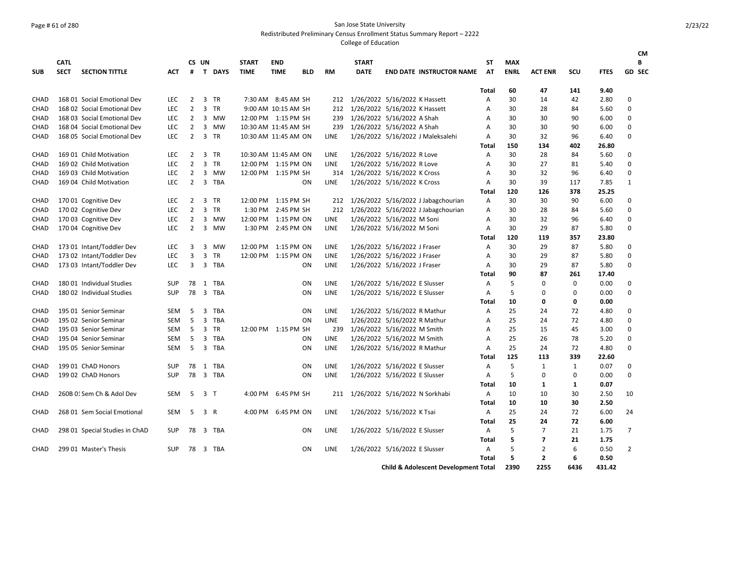| SUB | CATL SECT | SECTION TITTLE | ACT | CS # | UN T | DAYS | START TIME | END TIME | BLD | RM | START DATE | END DATE | INSTRUCTOR NAME | ST AT | MAX ENRL | ACT ENR | SCU | FTES | GD | CMB SEC |
|---|---|---|---|---|---|---|---|---|---|---|---|---|---|---|---|---|---|---|---|---|
| | | | | | | | | | | | | | | **Total** | **60** | **47** | **141** | **9.40** | | |
| CHAD | 168 01 | Social Emotional Dev | LEC | 2 | 3 | TR | 7:30 AM | 8:45 AM | SH | 212 | 1/26/2022 | 5/16/2022 | K Hassett | A | 30 | 14 | 42 | 2.80 | 0 | |
| CHAD | 168 02 | Social Emotional Dev | LEC | 2 | 3 | TR | 9:00 AM | 10:15 AM | SH | 212 | 1/26/2022 | 5/16/2022 | K Hassett | A | 30 | 28 | 84 | 5.60 | 0 | |
| CHAD | 168 03 | Social Emotional Dev | LEC | 2 | 3 | MW | 12:00 PM | 1:15 PM | SH | 239 | 1/26/2022 | 5/16/2022 | A Shah | A | 30 | 30 | 90 | 6.00 | 0 | |
| CHAD | 168 04 | Social Emotional Dev | LEC | 2 | 3 | MW | 10:30 AM | 11:45 AM | SH | 239 | 1/26/2022 | 5/16/2022 | A Shah | A | 30 | 30 | 90 | 6.00 | 0 | |
| CHAD | 168 05 | Social Emotional Dev | LEC | 2 | 3 | TR | 10:30 AM | 11:45 AM | ON | LINE | 1/26/2022 | 5/16/2022 | J Maleksalehi | A | 30 | 32 | 96 | 6.40 | 0 | |
| | | | | | | | | | | | | | | **Total** | **150** | **134** | **402** | **26.80** | | |
| CHAD | 169 01 | Child Motivation | LEC | 2 | 3 | TR | 10:30 AM | 11:45 AM | ON | LINE | 1/26/2022 | 5/16/2022 | R Love | A | 30 | 28 | 84 | 5.60 | 0 | |
| CHAD | 169 02 | Child Motivation | LEC | 2 | 3 | TR | 12:00 PM | 1:15 PM | ON | LINE | 1/26/2022 | 5/16/2022 | R Love | A | 30 | 27 | 81 | 5.40 | 0 | |
| CHAD | 169 03 | Child Motivation | LEC | 2 | 3 | MW | 12:00 PM | 1:15 PM | SH | 314 | 1/26/2022 | 5/16/2022 | K Cross | A | 30 | 32 | 96 | 6.40 | 0 | |
| CHAD | 169 04 | Child Motivation | LEC | 2 | 3 | TBA | | | ON | LINE | 1/26/2022 | 5/16/2022 | K Cross | A | 30 | 39 | 117 | 7.85 | 1 | |
| | | | | | | | | | | | | | | **Total** | **120** | **126** | **378** | **25.25** | | |
| CHAD | 170 01 | Cognitive Dev | LEC | 2 | 3 | TR | 12:00 PM | 1:15 PM | SH | 212 | 1/26/2022 | 5/16/2022 | J Jabagchourian | A | 30 | 30 | 90 | 6.00 | 0 | |
| CHAD | 170 02 | Cognitive Dev | LEC | 2 | 3 | TR | 1:30 PM | 2:45 PM | SH | 212 | 1/26/2022 | 5/16/2022 | J Jabagchourian | A | 30 | 28 | 84 | 5.60 | 0 | |
| CHAD | 170 03 | Cognitive Dev | LEC | 2 | 3 | MW | 12:00 PM | 1:15 PM | ON | LINE | 1/26/2022 | 5/16/2022 | M Soni | A | 30 | 32 | 96 | 6.40 | 0 | |
| CHAD | 170 04 | Cognitive Dev | LEC | 2 | 3 | MW | 1:30 PM | 2:45 PM | ON | LINE | 1/26/2022 | 5/16/2022 | M Soni | A | 30 | 29 | 87 | 5.80 | 0 | |
| | | | | | | | | | | | | | | **Total** | **120** | **119** | **357** | **23.80** | | |
| CHAD | 173 01 | Intant/Toddler Dev | LEC | 3 | 3 | MW | 12:00 PM | 1:15 PM | ON | LINE | 1/26/2022 | 5/16/2022 | J Fraser | A | 30 | 29 | 87 | 5.80 | 0 | |
| CHAD | 173 02 | Intant/Toddler Dev | LEC | 3 | 3 | TR | 12:00 PM | 1:15 PM | ON | LINE | 1/26/2022 | 5/16/2022 | J Fraser | A | 30 | 29 | 87 | 5.80 | 0 | |
| CHAD | 173 03 | Intant/Toddler Dev | LEC | 3 | 3 | TBA | | | ON | LINE | 1/26/2022 | 5/16/2022 | J Fraser | A | 30 | 29 | 87 | 5.80 | 0 | |
| | | | | | | | | | | | | | | **Total** | **90** | **87** | **261** | **17.40** | | |
| CHAD | 180 01 | Individual Studies | SUP | 78 | 1 | TBA | | | ON | LINE | 1/26/2022 | 5/16/2022 | E Slusser | A | 5 | 0 | 0 | 0.00 | 0 | |
| CHAD | 180 02 | Individual Studies | SUP | 78 | 3 | TBA | | | ON | LINE | 1/26/2022 | 5/16/2022 | E Slusser | A | 5 | 0 | 0 | 0.00 | 0 | |
| | | | | | | | | | | | | | | **Total** | **10** | **0** | **0** | **0.00** | | |
| CHAD | 195 01 | Senior Seminar | SEM | 5 | 3 | TBA | | | ON | LINE | 1/26/2022 | 5/16/2022 | R Mathur | A | 25 | 24 | 72 | 4.80 | 0 | |
| CHAD | 195 02 | Senior Seminar | SEM | 5 | 3 | TBA | | | ON | LINE | 1/26/2022 | 5/16/2022 | R Mathur | A | 25 | 24 | 72 | 4.80 | 0 | |
| CHAD | 195 03 | Senior Seminar | SEM | 5 | 3 | TR | 12:00 PM | 1:15 PM | SH | 239 | 1/26/2022 | 5/16/2022 | M Smith | A | 25 | 15 | 45 | 3.00 | 0 | |
| CHAD | 195 04 | Senior Seminar | SEM | 5 | 3 | TBA | | | ON | LINE | 1/26/2022 | 5/16/2022 | M Smith | A | 25 | 26 | 78 | 5.20 | 0 | |
| CHAD | 195 05 | Senior Seminar | SEM | 5 | 3 | TBA | | | ON | LINE | 1/26/2022 | 5/16/2022 | R Mathur | A | 25 | 24 | 72 | 4.80 | 0 | |
| | | | | | | | | | | | | | | **Total** | **125** | **113** | **339** | **22.60** | | |
| CHAD | 199 01 | ChAD Honors | SUP | 78 | 1 | TBA | | | ON | LINE | 1/26/2022 | 5/16/2022 | E Slusser | A | 5 | 1 | 1 | 0.07 | 0 | |
| CHAD | 199 02 | ChAD Honors | SUP | 78 | 3 | TBA | | | ON | LINE | 1/26/2022 | 5/16/2022 | E Slusser | A | 5 | 0 | 0 | 0.00 | 0 | |
| | | | | | | | | | | | | | | **Total** | **10** | **1** | **1** | **0.07** | | |
| CHAD | 260B 01 | Sem Ch & Adol Dev | SEM | 5 | 3 | T | 4:00 PM | 6:45 PM | SH | 211 | 1/26/2022 | 5/16/2022 | N Sorkhabi | A | 10 | 10 | 30 | 2.50 | 10 | |
| | | | | | | | | | | | | | | **Total** | **10** | **10** | **30** | **2.50** | | |
| CHAD | 268 01 | Sem Social Emotional | SEM | 5 | 3 | R | 4:00 PM | 6:45 PM | ON | LINE | 1/26/2022 | 5/16/2022 | K Tsai | A | 25 | 24 | 72 | 6.00 | 24 | |
| | | | | | | | | | | | | | | **Total** | **25** | **24** | **72** | **6.00** | | |
| CHAD | 298 01 | Special Studies in ChAD | SUP | 78 | 3 | TBA | | | ON | LINE | 1/26/2022 | 5/16/2022 | E Slusser | A | 5 | 7 | 21 | 1.75 | 7 | |
| | | | | | | | | | | | | | | **Total** | **5** | **7** | **21** | **1.75** | | |
| CHAD | 299 01 | Master's Thesis | SUP | 78 | 3 | TBA | | | ON | LINE | 1/26/2022 | 5/16/2022 | E Slusser | A | 5 | 2 | 6 | 0.50 | 2 | |
| | | | | | | | | | | | | | | **Total** | **5** | **2** | **6** | **0.50** | | |
| | | | | | | | | | | | | | **Child & Adolescent Development Total** | | **2390** | **2255** | **6436** | **431.42** | | |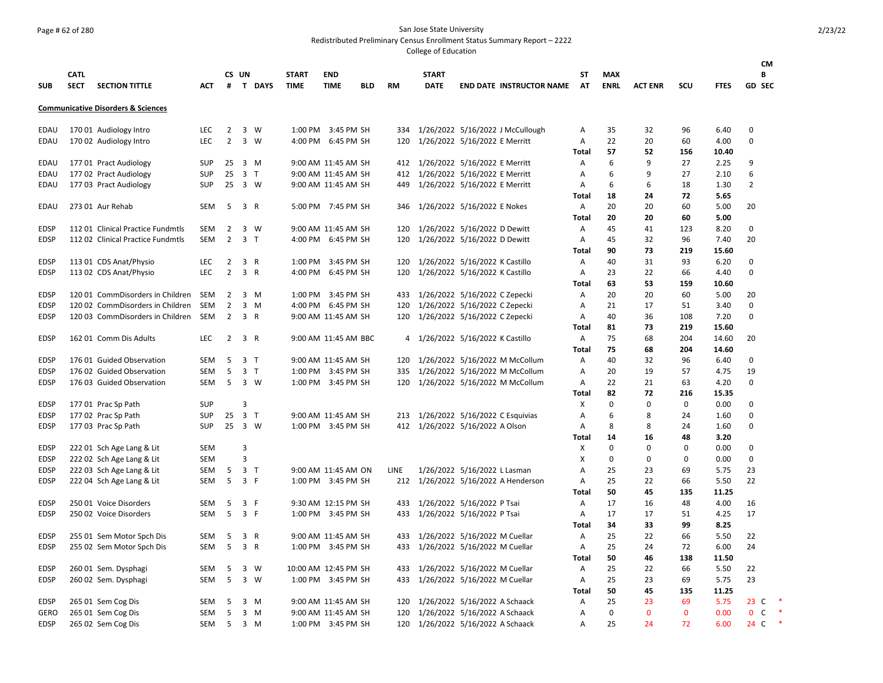San Jose State University
Redistributed Preliminary Census Enrollment Status Summary Report – 2222
College of Education

| SUB | CATL SECT | SECTION TITTLE | ACT | CS # | UN T | DAYS | START TIME | END TIME | BLD | RM | START DATE | END DATE | INSTRUCTOR NAME | ST AT | MAX ENRL | ACT ENR | SCU | FTES | GD | CMB SEC |
|---|---|---|---|---|---|---|---|---|---|---|---|---|---|---|---|---|---|---|---|---|
| **Communicative Disorders & Sciences** | | | | | | | | | | | | | | | | | | | | |
| EDAU | 170 01 | Audiology Intro | LEC | 2 | 3 | W | 1:00 PM | 3:45 PM | SH | 334 | 1/26/2022 | 5/16/2022 | J McCullough | A | 35 | 32 | 96 | 6.40 | 0 | |
| EDAU | 170 02 | Audiology Intro | LEC | 2 | 3 | W | 4:00 PM | 6:45 PM | SH | 120 | 1/26/2022 | 5/16/2022 | E Merritt | A | 22 | 20 | 60 | 4.00 | 0 | |
| | | | | | | | | | | | | | | **Total** | **57** | **52** | **156** | **10.40** | | |
| EDAU | 177 01 | Pract Audiology | SUP | 25 | 3 | M | 9:00 AM | 11:45 AM | SH | 412 | 1/26/2022 | 5/16/2022 | E Merritt | A | 6 | 9 | 27 | 2.25 | 9 | |
| EDAU | 177 02 | Pract Audiology | SUP | 25 | 3 | T | 9:00 AM | 11:45 AM | SH | 412 | 1/26/2022 | 5/16/2022 | E Merritt | A | 6 | 9 | 27 | 2.10 | 6 | |
| EDAU | 177 03 | Pract Audiology | SUP | 25 | 3 | W | 9:00 AM | 11:45 AM | SH | 449 | 1/26/2022 | 5/16/2022 | E Merritt | A | 6 | 6 | 18 | 1.30 | 2 | |
| | | | | | | | | | | | | | | **Total** | **18** | **24** | **72** | **5.65** | | |
| EDAU | 273 01 | Aur Rehab | SEM | 5 | 3 | R | 5:00 PM | 7:45 PM | SH | 346 | 1/26/2022 | 5/16/2022 | E Nokes | A | 20 | 20 | 60 | 5.00 | 20 | |
| | | | | | | | | | | | | | | **Total** | **20** | **20** | **60** | **5.00** | | |
| EDSP | 112 01 | Clinical Practice Fundmtls | SEM | 2 | 3 | W | 9:00 AM | 11:45 AM | SH | 120 | 1/26/2022 | 5/16/2022 | D Dewitt | A | 45 | 41 | 123 | 8.20 | 0 | |
| EDSP | 112 02 | Clinical Practice Fundmtls | SEM | 2 | 3 | T | 4:00 PM | 6:45 PM | SH | 120 | 1/26/2022 | 5/16/2022 | D Dewitt | A | 45 | 32 | 96 | 7.40 | 20 | |
| | | | | | | | | | | | | | | **Total** | **90** | **73** | **219** | **15.60** | | |
| EDSP | 113 01 | CDS Anat/Physio | LEC | 2 | 3 | R | 1:00 PM | 3:45 PM | SH | 120 | 1/26/2022 | 5/16/2022 | K Castillo | A | 40 | 31 | 93 | 6.20 | 0 | |
| EDSP | 113 02 | CDS Anat/Physio | LEC | 2 | 3 | R | 4:00 PM | 6:45 PM | SH | 120 | 1/26/2022 | 5/16/2022 | K Castillo | A | 23 | 22 | 66 | 4.40 | 0 | |
| | | | | | | | | | | | | | | **Total** | **63** | **53** | **159** | **10.60** | | |
| EDSP | 120 01 | CommDisorders in Children | SEM | 2 | 3 | M | 1:00 PM | 3:45 PM | SH | 433 | 1/26/2022 | 5/16/2022 | C Zepecki | A | 20 | 20 | 60 | 5.00 | 20 | |
| EDSP | 120 02 | CommDisorders in Children | SEM | 2 | 3 | M | 4:00 PM | 6:45 PM | SH | 120 | 1/26/2022 | 5/16/2022 | C Zepecki | A | 21 | 17 | 51 | 3.40 | 0 | |
| EDSP | 120 03 | CommDisorders in Children | SEM | 2 | 3 | R | 9:00 AM | 11:45 AM | SH | 120 | 1/26/2022 | 5/16/2022 | C Zepecki | A | 40 | 36 | 108 | 7.20 | 0 | |
| | | | | | | | | | | | | | | **Total** | **81** | **73** | **219** | **15.60** | | |
| EDSP | 162 01 | Comm Dis Adults | LEC | 2 | 3 | R | 9:00 AM | 11:45 AM | BBC | 4 | 1/26/2022 | 5/16/2022 | K Castillo | A | 75 | 68 | 204 | 14.60 | 20 | |
| | | | | | | | | | | | | | | **Total** | **75** | **68** | **204** | **14.60** | | |
| EDSP | 176 01 | Guided Observation | SEM | 5 | 3 | T | 9:00 AM | 11:45 AM | SH | 120 | 1/26/2022 | 5/16/2022 | M McCollum | A | 40 | 32 | 96 | 6.40 | 0 | |
| EDSP | 176 02 | Guided Observation | SEM | 5 | 3 | T | 1:00 PM | 3:45 PM | SH | 335 | 1/26/2022 | 5/16/2022 | M McCollum | A | 20 | 19 | 57 | 4.75 | 19 | |
| EDSP | 176 03 | Guided Observation | SEM | 5 | 3 | W | 1:00 PM | 3:45 PM | SH | 120 | 1/26/2022 | 5/16/2022 | M McCollum | A | 22 | 21 | 63 | 4.20 | 0 | |
| | | | | | | | | | | | | | | **Total** | **82** | **72** | **216** | **15.35** | | |
| EDSP | 177 01 | Prac Sp Path | SUP | | 3 | | | | | | | | | X | 0 | 0 | 0 | 0.00 | 0 | |
| EDSP | 177 02 | Prac Sp Path | SUP | 25 | 3 | T | 9:00 AM | 11:45 AM | SH | 213 | 1/26/2022 | 5/16/2022 | C Esquivias | A | 6 | 8 | 24 | 1.60 | 0 | |
| EDSP | 177 03 | Prac Sp Path | SUP | 25 | 3 | W | 1:00 PM | 3:45 PM | SH | 412 | 1/26/2022 | 5/16/2022 | A Olson | A | 8 | 8 | 24 | 1.60 | 0 | |
| | | | | | | | | | | | | | | **Total** | **14** | **16** | **48** | **3.20** | | |
| EDSP | 222 01 | Sch Age Lang & Lit | SEM | | 3 | | | | | | | | | X | 0 | 0 | 0 | 0.00 | 0 | |
| EDSP | 222 02 | Sch Age Lang & Lit | SEM | | 3 | | | | | | | | | X | 0 | 0 | 0 | 0.00 | 0 | |
| EDSP | 222 03 | Sch Age Lang & Lit | SEM | 5 | 3 | T | 9:00 AM | 11:45 AM | ON | LINE | 1/26/2022 | 5/16/2022 | L Lasman | A | 25 | 23 | 69 | 5.75 | 23 | |
| EDSP | 222 04 | Sch Age Lang & Lit | SEM | 5 | 3 | F | 1:00 PM | 3:45 PM | SH | 212 | 1/26/2022 | 5/16/2022 | A Henderson | A | 25 | 22 | 66 | 5.50 | 22 | |
| | | | | | | | | | | | | | | **Total** | **50** | **45** | **135** | **11.25** | | |
| EDSP | 250 01 | Voice Disorders | SEM | 5 | 3 | F | 9:30 AM | 12:15 PM | SH | 433 | 1/26/2022 | 5/16/2022 | P Tsai | A | 17 | 16 | 48 | 4.00 | 16 | |
| EDSP | 250 02 | Voice Disorders | SEM | 5 | 3 | F | 1:00 PM | 3:45 PM | SH | 433 | 1/26/2022 | 5/16/2022 | P Tsai | A | 17 | 17 | 51 | 4.25 | 17 | |
| | | | | | | | | | | | | | | **Total** | **34** | **33** | **99** | **8.25** | | |
| EDSP | 255 01 | Sem Motor Spch Dis | SEM | 5 | 3 | R | 9:00 AM | 11:45 AM | SH | 433 | 1/26/2022 | 5/16/2022 | M Cuellar | A | 25 | 22 | 66 | 5.50 | 22 | |
| EDSP | 255 02 | Sem Motor Spch Dis | SEM | 5 | 3 | R | 1:00 PM | 3:45 PM | SH | 433 | 1/26/2022 | 5/16/2022 | M Cuellar | A | 25 | 24 | 72 | 6.00 | 24 | |
| | | | | | | | | | | | | | | **Total** | **50** | **46** | **138** | **11.50** | | |
| EDSP | 260 01 | Sem. Dysphagi | SEM | 5 | 3 | W | 10:00 AM | 12:45 PM | SH | 433 | 1/26/2022 | 5/16/2022 | M Cuellar | A | 25 | 22 | 66 | 5.50 | 22 | |
| EDSP | 260 02 | Sem. Dysphagi | SEM | 5 | 3 | W | 1:00 PM | 3:45 PM | SH | 433 | 1/26/2022 | 5/16/2022 | M Cuellar | A | 25 | 23 | 69 | 5.75 | 23 | |
| | | | | | | | | | | | | | | **Total** | **50** | **45** | **135** | **11.25** | | |
| EDSP | 265 01 | Sem Cog Dis | SEM | 5 | 3 | M | 9:00 AM | 11:45 AM | SH | 120 | 1/26/2022 | 5/16/2022 | A Schaack | A | 25 | 23 | 69 | 5.75 | 23 | C * |
| GERO | 265 01 | Sem Cog Dis | SEM | 5 | 3 | M | 9:00 AM | 11:45 AM | SH | 120 | 1/26/2022 | 5/16/2022 | A Schaack | A | 0 | 0 | 0 | 0.00 | 0 | C * |
| EDSP | 265 02 | Sem Cog Dis | SEM | 5 | 3 | M | 1:00 PM | 3:45 PM | SH | 120 | 1/26/2022 | 5/16/2022 | A Schaack | A | 25 | 24 | 72 | 6.00 | 24 | C * |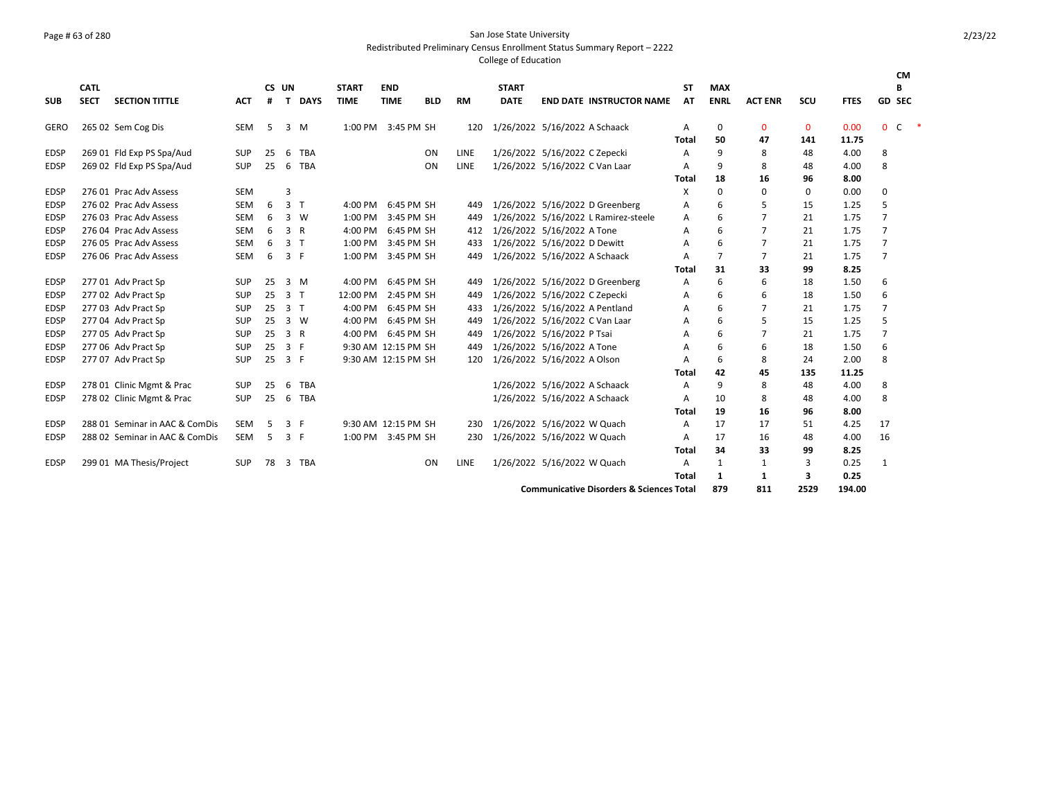San Jose State University
Redistributed Preliminary Census Enrollment Status Summary Report – 2222
College of Education

| SUB | CATL SECT | SECTION TITTLE | ACT | CS # | UN T | DAYS | START TIME | END TIME | BLD | RM | START DATE | END DATE | INSTRUCTOR NAME | ST AT | MAX ENRL | ACT ENR | SCU | FTES | GD | CMB SEC |
|---|---|---|---|---|---|---|---|---|---|---|---|---|---|---|---|---|---|---|---|---|
| GERO | 265 02 | Sem Cog Dis | SEM | 5 | 3 | M | 1:00 PM | 3:45 PM | SH | 120 | 1/26/2022 | 5/16/2022 | A Schaack | A | 0 | 0 | 0 | 0.00 | 0 | C * |
| | | | | | | | | | | | | | | Total | 50 | 47 | 141 | 11.75 | | |
| EDSP | 269 01 | Fld Exp PS Spa/Aud | SUP | 25 | 6 | TBA | | | ON | LINE | 1/26/2022 | 5/16/2022 | C Zepecki | A | 9 | 8 | 48 | 4.00 | 8 | |
| EDSP | 269 02 | Fld Exp PS Spa/Aud | SUP | 25 | 6 | TBA | | | ON | LINE | 1/26/2022 | 5/16/2022 | C Van Laar | A | 9 | 8 | 48 | 4.00 | 8 | |
| | | | | | | | | | | | | | | Total | 18 | 16 | 96 | 8.00 | | |
| EDSP | 276 01 | Prac Adv Assess | SEM | | 3 | | | | | | | | | X | 0 | 0 | 0 | 0.00 | 0 | |
| EDSP | 276 02 | Prac Adv Assess | SEM | 6 | 3 | T | 4:00 PM | 6:45 PM | SH | 449 | 1/26/2022 | 5/16/2022 | D Greenberg | A | 6 | 5 | 15 | 1.25 | 5 | |
| EDSP | 276 03 | Prac Adv Assess | SEM | 6 | 3 | W | 1:00 PM | 3:45 PM | SH | 449 | 1/26/2022 | 5/16/2022 | L Ramirez-steele | A | 6 | 7 | 21 | 1.75 | 7 | |
| EDSP | 276 04 | Prac Adv Assess | SEM | 6 | 3 | R | 4:00 PM | 6:45 PM | SH | 412 | 1/26/2022 | 5/16/2022 | A Tone | A | 6 | 7 | 21 | 1.75 | 7 | |
| EDSP | 276 05 | Prac Adv Assess | SEM | 6 | 3 | T | 1:00 PM | 3:45 PM | SH | 433 | 1/26/2022 | 5/16/2022 | D Dewitt | A | 6 | 7 | 21 | 1.75 | 7 | |
| EDSP | 276 06 | Prac Adv Assess | SEM | 6 | 3 | F | 1:00 PM | 3:45 PM | SH | 449 | 1/26/2022 | 5/16/2022 | A Schaack | A | 7 | 7 | 21 | 1.75 | 7 | |
| | | | | | | | | | | | | | | Total | 31 | 33 | 99 | 8.25 | | |
| EDSP | 277 01 | Adv Pract Sp | SUP | 25 | 3 | M | 4:00 PM | 6:45 PM | SH | 449 | 1/26/2022 | 5/16/2022 | D Greenberg | A | 6 | 6 | 18 | 1.50 | 6 | |
| EDSP | 277 02 | Adv Pract Sp | SUP | 25 | 3 | T | 12:00 PM | 2:45 PM | SH | 449 | 1/26/2022 | 5/16/2022 | C Zepecki | A | 6 | 6 | 18 | 1.50 | 6 | |
| EDSP | 277 03 | Adv Pract Sp | SUP | 25 | 3 | T | 4:00 PM | 6:45 PM | SH | 433 | 1/26/2022 | 5/16/2022 | A Pentland | A | 6 | 7 | 21 | 1.75 | 7 | |
| EDSP | 277 04 | Adv Pract Sp | SUP | 25 | 3 | W | 4:00 PM | 6:45 PM | SH | 449 | 1/26/2022 | 5/16/2022 | C Van Laar | A | 6 | 5 | 15 | 1.25 | 5 | |
| EDSP | 277 05 | Adv Pract Sp | SUP | 25 | 3 | R | 4:00 PM | 6:45 PM | SH | 449 | 1/26/2022 | 5/16/2022 | P Tsai | A | 6 | 7 | 21 | 1.75 | 7 | |
| EDSP | 277 06 | Adv Pract Sp | SUP | 25 | 3 | F | 9:30 AM | 12:15 PM | SH | 449 | 1/26/2022 | 5/16/2022 | A Tone | A | 6 | 6 | 18 | 1.50 | 6 | |
| EDSP | 277 07 | Adv Pract Sp | SUP | 25 | 3 | F | 9:30 AM | 12:15 PM | SH | 120 | 1/26/2022 | 5/16/2022 | A Olson | A | 6 | 8 | 24 | 2.00 | 8 | |
| | | | | | | | | | | | | | | Total | 42 | 45 | 135 | 11.25 | | |
| EDSP | 278 01 | Clinic Mgmt & Prac | SUP | 25 | 6 | TBA | | | | | 1/26/2022 | 5/16/2022 | A Schaack | A | 9 | 8 | 48 | 4.00 | 8 | |
| EDSP | 278 02 | Clinic Mgmt & Prac | SUP | 25 | 6 | TBA | | | | | 1/26/2022 | 5/16/2022 | A Schaack | A | 10 | 8 | 48 | 4.00 | 8 | |
| | | | | | | | | | | | | | | Total | 19 | 16 | 96 | 8.00 | | |
| EDSP | 288 01 | Seminar in AAC & ComDis | SEM | 5 | 3 | F | 9:30 AM | 12:15 PM | SH | 230 | 1/26/2022 | 5/16/2022 | W Quach | A | 17 | 17 | 51 | 4.25 | 17 | |
| EDSP | 288 02 | Seminar in AAC & ComDis | SEM | 5 | 3 | F | 1:00 PM | 3:45 PM | SH | 230 | 1/26/2022 | 5/16/2022 | W Quach | A | 17 | 16 | 48 | 4.00 | 16 | |
| | | | | | | | | | | | | | | Total | 34 | 33 | 99 | 8.25 | | |
| EDSP | 299 01 | MA Thesis/Project | SUP | 78 | 3 | TBA | | | ON | LINE | 1/26/2022 | 5/16/2022 | W Quach | A | 1 | 1 | 3 | 0.25 | 1 | |
| | | | | | | | | | | | | | | Total | 1 | 1 | 3 | 0.25 | | |
| | | | | | | | | | | | | | Communicative Disorders & Sciences Total | | 879 | 811 | 2529 | 194.00 | | |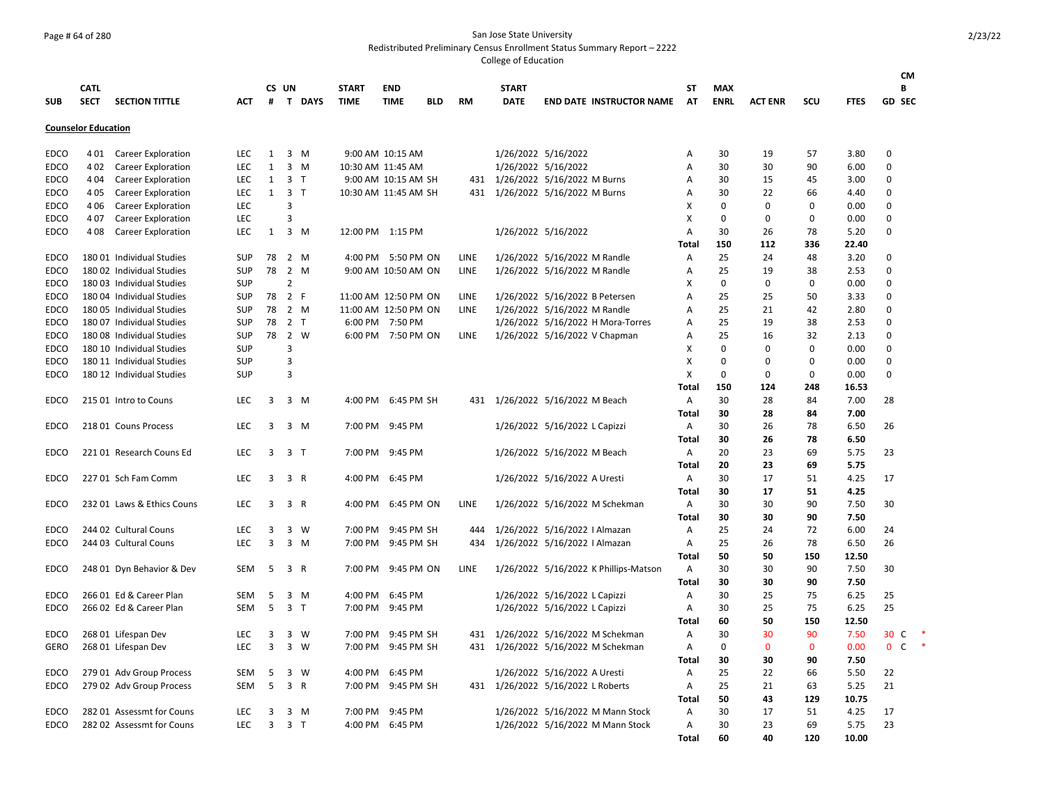San Jose State University
Redistributed Preliminary Census Enrollment Status Summary Report – 2222
College of Education

2/23/22

| SUB | CATL SECT | SECTION TITTLE | ACT | CS # | UN T | DAYS | START TIME | END TIME | BLD | RM | START DATE | END DATE | INSTRUCTOR NAME | ST AT | MAX ENRL | ACT ENR | SCU | FTES | GD | CMB SEC |
|---|---|---|---|---|---|---|---|---|---|---|---|---|---|---|---|---|---|---|---|---|
| **Counselor Education** | | | | | | | | | | | | | | | | | | | | |
| EDCO | 4 01 | Career Exploration | LEC | 1 | 3 | M | 9:00 AM | 10:15 AM | | | 1/26/2022 | 5/16/2022 | | A | 30 | 19 | 57 | 3.80 | 0 | |
| EDCO | 4 02 | Career Exploration | LEC | 1 | 3 | M | 10:30 AM | 11:45 AM | | | 1/26/2022 | 5/16/2022 | | A | 30 | 30 | 90 | 6.00 | 0 | |
| EDCO | 4 04 | Career Exploration | LEC | 1 | 3 | T | 9:00 AM | 10:15 AM | SH | 431 | 1/26/2022 | 5/16/2022 | M Burns | A | 30 | 15 | 45 | 3.00 | 0 | |
| EDCO | 4 05 | Career Exploration | LEC | 1 | 3 | T | 10:30 AM | 11:45 AM | SH | 431 | 1/26/2022 | 5/16/2022 | M Burns | A | 30 | 22 | 66 | 4.40 | 0 | |
| EDCO | 4 06 | Career Exploration | LEC | | 3 | | | | | | | | | X | 0 | 0 | 0 | 0.00 | 0 | |
| EDCO | 4 07 | Career Exploration | LEC | | 3 | | | | | | | | | X | 0 | 0 | 0 | 0.00 | 0 | |
| EDCO | 4 08 | Career Exploration | LEC | 1 | 3 | M | 12:00 PM | 1:15 PM | | | 1/26/2022 | 5/16/2022 | | A | 30 | 26 | 78 | 5.20 | 0 | |
| | | | | | | | | | | | | | | **Total** | **150** | **112** | **336** | **22.40** | | |
| EDCO | 180 01 | Individual Studies | SUP | 78 | 2 | M | 4:00 PM | 5:50 PM | ON | LINE | 1/26/2022 | 5/16/2022 | M Randle | A | 25 | 24 | 48 | 3.20 | 0 | |
| EDCO | 180 02 | Individual Studies | SUP | 78 | 2 | M | 9:00 AM | 10:50 AM | ON | LINE | 1/26/2022 | 5/16/2022 | M Randle | A | 25 | 19 | 38 | 2.53 | 0 | |
| EDCO | 180 03 | Individual Studies | SUP | | 2 | | | | | | | | | X | 0 | 0 | 0 | 0.00 | 0 | |
| EDCO | 180 04 | Individual Studies | SUP | 78 | 2 | F | 11:00 AM | 12:50 PM | ON | LINE | 1/26/2022 | 5/16/2022 | B Petersen | A | 25 | 25 | 50 | 3.33 | 0 | |
| EDCO | 180 05 | Individual Studies | SUP | 78 | 2 | M | 11:00 AM | 12:50 PM | ON | LINE | 1/26/2022 | 5/16/2022 | M Randle | A | 25 | 21 | 42 | 2.80 | 0 | |
| EDCO | 180 07 | Individual Studies | SUP | 78 | 2 | T | 6:00 PM | 7:50 PM | | | 1/26/2022 | 5/16/2022 | H Mora-Torres | A | 25 | 19 | 38 | 2.53 | 0 | |
| EDCO | 180 08 | Individual Studies | SUP | 78 | 2 | W | 6:00 PM | 7:50 PM | ON | LINE | 1/26/2022 | 5/16/2022 | V Chapman | A | 25 | 16 | 32 | 2.13 | 0 | |
| EDCO | 180 10 | Individual Studies | SUP | | 3 | | | | | | | | | X | 0 | 0 | 0 | 0.00 | 0 | |
| EDCO | 180 11 | Individual Studies | SUP | | 3 | | | | | | | | | X | 0 | 0 | 0 | 0.00 | 0 | |
| EDCO | 180 12 | Individual Studies | SUP | | 3 | | | | | | | | | X | 0 | 0 | 0 | 0.00 | 0 | |
| | | | | | | | | | | | | | | **Total** | **150** | **124** | **248** | **16.53** | | |
| EDCO | 215 01 | Intro to Couns | LEC | 3 | 3 | M | 4:00 PM | 6:45 PM | SH | 431 | 1/26/2022 | 5/16/2022 | M Beach | A | 30 | 28 | 84 | 7.00 | 28 | |
| | | | | | | | | | | | | | | **Total** | **30** | **28** | **84** | **7.00** | | |
| EDCO | 218 01 | Couns Process | LEC | 3 | 3 | M | 7:00 PM | 9:45 PM | | | 1/26/2022 | 5/16/2022 | L Capizzi | A | 30 | 26 | 78 | 6.50 | 26 | |
| | | | | | | | | | | | | | | **Total** | **30** | **26** | **78** | **6.50** | | |
| EDCO | 221 01 | Research Couns Ed | LEC | 3 | 3 | T | 7:00 PM | 9:45 PM | | | 1/26/2022 | 5/16/2022 | M Beach | A | 20 | 23 | 69 | 5.75 | 23 | |
| | | | | | | | | | | | | | | **Total** | **20** | **23** | **69** | **5.75** | | |
| EDCO | 227 01 | Sch Fam Comm | LEC | 3 | 3 | R | 4:00 PM | 6:45 PM | | | 1/26/2022 | 5/16/2022 | A Uresti | A | 30 | 17 | 51 | 4.25 | 17 | |
| | | | | | | | | | | | | | | **Total** | **30** | **17** | **51** | **4.25** | | |
| EDCO | 232 01 | Laws & Ethics Couns | LEC | 3 | 3 | R | 4:00 PM | 6:45 PM | ON | LINE | 1/26/2022 | 5/16/2022 | M Schekman | A | 30 | 30 | 90 | 7.50 | 30 | |
| | | | | | | | | | | | | | | **Total** | **30** | **30** | **90** | **7.50** | | |
| EDCO | 244 02 | Cultural Couns | LEC | 3 | 3 | W | 7:00 PM | 9:45 PM | SH | 444 | 1/26/2022 | 5/16/2022 | I Almazan | A | 25 | 24 | 72 | 6.00 | 24 | |
| EDCO | 244 03 | Cultural Couns | LEC | 3 | 3 | M | 7:00 PM | 9:45 PM | SH | 434 | 1/26/2022 | 5/16/2022 | I Almazan | A | 25 | 26 | 78 | 6.50 | 26 | |
| | | | | | | | | | | | | | | **Total** | **50** | **50** | **150** | **12.50** | | |
| EDCO | 248 01 | Dyn Behavior & Dev | SEM | 5 | 3 | R | 7:00 PM | 9:45 PM | ON | LINE | 1/26/2022 | 5/16/2022 | K Phillips-Matson | A | 30 | 30 | 90 | 7.50 | 30 | |
| | | | | | | | | | | | | | | **Total** | **30** | **30** | **90** | **7.50** | | |
| EDCO | 266 01 | Ed & Career Plan | SEM | 5 | 3 | M | 4:00 PM | 6:45 PM | | | 1/26/2022 | 5/16/2022 | L Capizzi | A | 30 | 25 | 75 | 6.25 | 25 | |
| EDCO | 266 02 | Ed & Career Plan | SEM | 5 | 3 | T | 7:00 PM | 9:45 PM | | | 1/26/2022 | 5/16/2022 | L Capizzi | A | 30 | 25 | 75 | 6.25 | 25 | |
| | | | | | | | | | | | | | | **Total** | **60** | **50** | **150** | **12.50** | | |
| EDCO | 268 01 | Lifespan Dev | LEC | 3 | 3 | W | 7:00 PM | 9:45 PM | SH | 431 | 1/26/2022 | 5/16/2022 | M Schekman | A | 30 | 30 | 90 | 7.50 | 30 | C * |
| GERO | 268 01 | Lifespan Dev | LEC | 3 | 3 | W | 7:00 PM | 9:45 PM | SH | 431 | 1/26/2022 | 5/16/2022 | M Schekman | A | 0 | 0 | 0 | 0.00 | 0 | C * |
| | | | | | | | | | | | | | | **Total** | **30** | **30** | **90** | **7.50** | | |
| EDCO | 279 01 | Adv Group Process | SEM | 5 | 3 | W | 4:00 PM | 6:45 PM | | | 1/26/2022 | 5/16/2022 | A Uresti | A | 25 | 22 | 66 | 5.50 | 22 | |
| EDCO | 279 02 | Adv Group Process | SEM | 5 | 3 | R | 7:00 PM | 9:45 PM | SH | 431 | 1/26/2022 | 5/16/2022 | L Roberts | A | 25 | 21 | 63 | 5.25 | 21 | |
| | | | | | | | | | | | | | | **Total** | **50** | **43** | **129** | **10.75** | | |
| EDCO | 282 01 | Assessmt for Couns | LEC | 3 | 3 | M | 7:00 PM | 9:45 PM | | | 1/26/2022 | 5/16/2022 | M Mann Stock | A | 30 | 17 | 51 | 4.25 | 17 | |
| EDCO | 282 02 | Assessmt for Couns | LEC | 3 | 3 | T | 4:00 PM | 6:45 PM | | | 1/26/2022 | 5/16/2022 | M Mann Stock | A | 30 | 23 | 69 | 5.75 | 23 | |
| | | | | | | | | | | | | | | **Total** | **60** | **40** | **120** | **10.00** | | |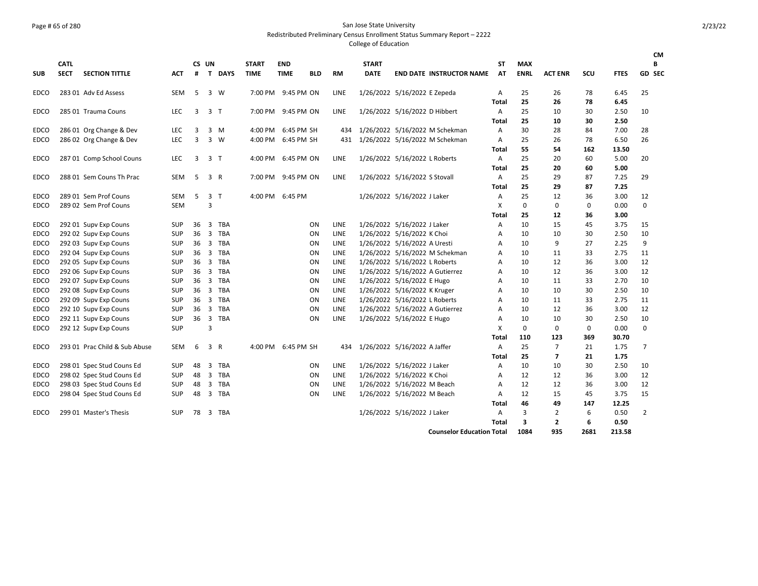San Jose State University
Redistributed Preliminary Census Enrollment Status Summary Report – 2222
College of Education

| SUB | CATL SECT | SECTION TITTLE | ACT | CS # | UN T | DAYS | START TIME | END TIME | BLD | RM | START DATE | END DATE | INSTRUCTOR NAME | ST AT | MAX ENRL | ACT ENR | SCU | FTES | CMB GD SEC |
|---|---|---|---|---|---|---|---|---|---|---|---|---|---|---|---|---|---|---|---|
| EDCO | 283 01 | Adv Ed Assess | SEM | 5 | 3 | W | 7:00 PM | 9:45 PM | ON | LINE | 1/26/2022 | 5/16/2022 | E Zepeda | A | 25 | 26 | 78 | 6.45 | 25 |
| | | | | | | | | | | | | | | **Total** | **25** | **26** | **78** | **6.45** | |
| EDCO | 285 01 | Trauma Couns | LEC | 3 | 3 | T | 7:00 PM | 9:45 PM | ON | LINE | 1/26/2022 | 5/16/2022 | D Hibbert | A | 25 | 10 | 30 | 2.50 | 10 |
| | | | | | | | | | | | | | | **Total** | **25** | **10** | **30** | **2.50** | |
| EDCO | 286 01 | Org Change & Dev | LEC | 3 | 3 | M | 4:00 PM | 6:45 PM | SH | 434 | 1/26/2022 | 5/16/2022 | M Schekman | A | 30 | 28 | 84 | 7.00 | 28 |
| EDCO | 286 02 | Org Change & Dev | LEC | 3 | 3 | W | 4:00 PM | 6:45 PM | SH | 431 | 1/26/2022 | 5/16/2022 | M Schekman | A | 25 | 26 | 78 | 6.50 | 26 |
| | | | | | | | | | | | | | | **Total** | **55** | **54** | **162** | **13.50** | |
| EDCO | 287 01 | Comp School Couns | LEC | 3 | 3 | T | 4:00 PM | 6:45 PM | ON | LINE | 1/26/2022 | 5/16/2022 | L Roberts | A | 25 | 20 | 60 | 5.00 | 20 |
| | | | | | | | | | | | | | | **Total** | **25** | **20** | **60** | **5.00** | |
| EDCO | 288 01 | Sem Couns Th Prac | SEM | 5 | 3 | R | 7:00 PM | 9:45 PM | ON | LINE | 1/26/2022 | 5/16/2022 | S Stovall | A | 25 | 29 | 87 | 7.25 | 29 |
| | | | | | | | | | | | | | | **Total** | **25** | **29** | **87** | **7.25** | |
| EDCO | 289 01 | Sem Prof Couns | SEM | 5 | 3 | T | 4:00 PM | 6:45 PM | | | 1/26/2022 | 5/16/2022 | J Laker | A | 25 | 12 | 36 | 3.00 | 12 |
| EDCO | 289 02 | Sem Prof Couns | SEM | | 3 | | | | | | | | | X | 0 | 0 | 0 | 0.00 | 0 |
| | | | | | | | | | | | | | | **Total** | **25** | **12** | **36** | **3.00** | |
| EDCO | 292 01 | Supv Exp Couns | SUP | 36 | 3 | TBA | | | ON | LINE | 1/26/2022 | 5/16/2022 | J Laker | A | 10 | 15 | 45 | 3.75 | 15 |
| EDCO | 292 02 | Supv Exp Couns | SUP | 36 | 3 | TBA | | | ON | LINE | 1/26/2022 | 5/16/2022 | K Choi | A | 10 | 10 | 30 | 2.50 | 10 |
| EDCO | 292 03 | Supv Exp Couns | SUP | 36 | 3 | TBA | | | ON | LINE | 1/26/2022 | 5/16/2022 | A Uresti | A | 10 | 9 | 27 | 2.25 | 9 |
| EDCO | 292 04 | Supv Exp Couns | SUP | 36 | 3 | TBA | | | ON | LINE | 1/26/2022 | 5/16/2022 | M Schekman | A | 10 | 11 | 33 | 2.75 | 11 |
| EDCO | 292 05 | Supv Exp Couns | SUP | 36 | 3 | TBA | | | ON | LINE | 1/26/2022 | 5/16/2022 | L Roberts | A | 10 | 12 | 36 | 3.00 | 12 |
| EDCO | 292 06 | Supv Exp Couns | SUP | 36 | 3 | TBA | | | ON | LINE | 1/26/2022 | 5/16/2022 | A Gutierrez | A | 10 | 12 | 36 | 3.00 | 12 |
| EDCO | 292 07 | Supv Exp Couns | SUP | 36 | 3 | TBA | | | ON | LINE | 1/26/2022 | 5/16/2022 | E Hugo | A | 10 | 11 | 33 | 2.70 | 10 |
| EDCO | 292 08 | Supv Exp Couns | SUP | 36 | 3 | TBA | | | ON | LINE | 1/26/2022 | 5/16/2022 | K Kruger | A | 10 | 10 | 30 | 2.50 | 10 |
| EDCO | 292 09 | Supv Exp Couns | SUP | 36 | 3 | TBA | | | ON | LINE | 1/26/2022 | 5/16/2022 | L Roberts | A | 10 | 11 | 33 | 2.75 | 11 |
| EDCO | 292 10 | Supv Exp Couns | SUP | 36 | 3 | TBA | | | ON | LINE | 1/26/2022 | 5/16/2022 | A Gutierrez | A | 10 | 12 | 36 | 3.00 | 12 |
| EDCO | 292 11 | Supv Exp Couns | SUP | 36 | 3 | TBA | | | ON | LINE | 1/26/2022 | 5/16/2022 | E Hugo | A | 10 | 10 | 30 | 2.50 | 10 |
| EDCO | 292 12 | Supv Exp Couns | SUP | | 3 | | | | | | | | | X | 0 | 0 | 0 | 0.00 | 0 |
| | | | | | | | | | | | | | | **Total** | **110** | **123** | **369** | **30.70** | |
| EDCO | 293 01 | Prac Child & Sub Abuse | SEM | 6 | 3 | R | 4:00 PM | 6:45 PM | SH | 434 | 1/26/2022 | 5/16/2022 | A Jaffer | A | 25 | 7 | 21 | 1.75 | 7 |
| | | | | | | | | | | | | | | **Total** | **25** | **7** | **21** | **1.75** | |
| EDCO | 298 01 | Spec Stud Couns Ed | SUP | 48 | 3 | TBA | | | ON | LINE | 1/26/2022 | 5/16/2022 | J Laker | A | 10 | 10 | 30 | 2.50 | 10 |
| EDCO | 298 02 | Spec Stud Couns Ed | SUP | 48 | 3 | TBA | | | ON | LINE | 1/26/2022 | 5/16/2022 | K Choi | A | 12 | 12 | 36 | 3.00 | 12 |
| EDCO | 298 03 | Spec Stud Couns Ed | SUP | 48 | 3 | TBA | | | ON | LINE | 1/26/2022 | 5/16/2022 | M Beach | A | 12 | 12 | 36 | 3.00 | 12 |
| EDCO | 298 04 | Spec Stud Couns Ed | SUP | 48 | 3 | TBA | | | ON | LINE | 1/26/2022 | 5/16/2022 | M Beach | A | 12 | 15 | 45 | 3.75 | 15 |
| | | | | | | | | | | | | | | **Total** | **46** | **49** | **147** | **12.25** | |
| EDCO | 299 01 | Master's Thesis | SUP | 78 | 3 | TBA | | | | | 1/26/2022 | 5/16/2022 | J Laker | A | 3 | 2 | 6 | 0.50 | 2 |
| | | | | | | | | | | | | | | **Total** | **3** | **2** | **6** | **0.50** | |
| | | | | | | | | | | | | | **Counselor Education Total** | | **1084** | **935** | **2681** | **213.58** | |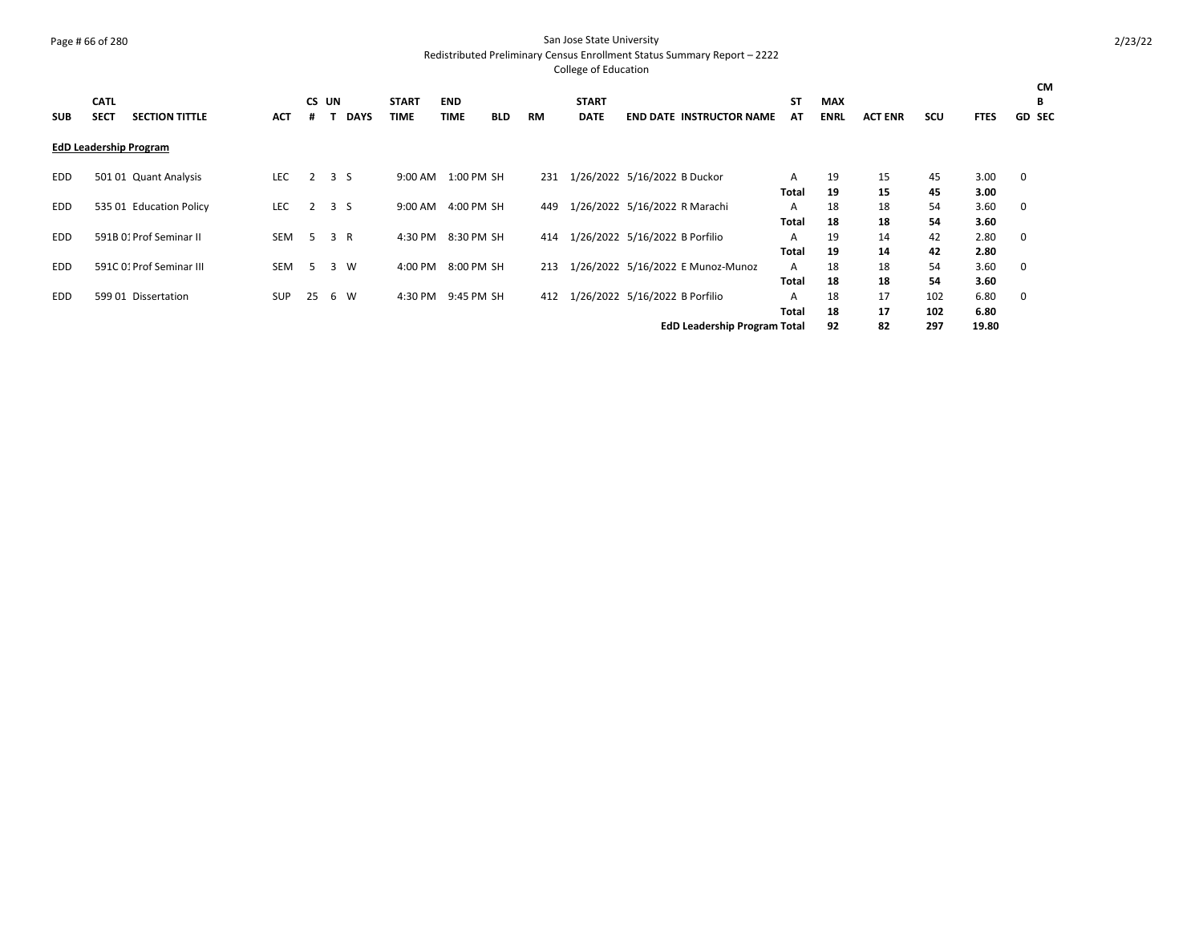San Jose State University
Redistributed Preliminary Census Enrollment Status Summary Report – 2222
College of Education

| SUB | CATL SECT | SECTION TITTLE | ACT | CS # | UN T | DAYS | START TIME | END TIME | BLD | RM | START DATE | END DATE | INSTRUCTOR NAME | ST AT | MAX ENRL | ACT ENR | SCU | FTES | GD | CMB SEC |
|---|---|---|---|---|---|---|---|---|---|---|---|---|---|---|---|---|---|---|---|---|
| **EdD Leadership Program** | | | | | | | | | | | | | | | | | | | | |
| EDD | 501 01 | Quant Analysis | LEC | 2 | 3 | S | 9:00 AM | 1:00 PM | SH | 231 | 1/26/2022 | 5/16/2022 | B Duckor | A | 19 | 15 | 45 | 3.00 | 0 | |
| | | | | | | | | | | | | | | **Total** | **19** | **15** | **45** | **3.00** | | |
| EDD | 535 01 | Education Policy | LEC | 2 | 3 | S | 9:00 AM | 4:00 PM | SH | 449 | 1/26/2022 | 5/16/2022 | R Marachi | A | 18 | 18 | 54 | 3.60 | 0 | |
| | | | | | | | | | | | | | | **Total** | **18** | **18** | **54** | **3.60** | | |
| EDD | 591B 01 | Prof Seminar II | SEM | 5 | 3 | R | 4:30 PM | 8:30 PM | SH | 414 | 1/26/2022 | 5/16/2022 | B Porfilio | A | 19 | 14 | 42 | 2.80 | 0 | |
| | | | | | | | | | | | | | | **Total** | **19** | **14** | **42** | **2.80** | | |
| EDD | 591C 01 | Prof Seminar III | SEM | 5 | 3 | W | 4:00 PM | 8:00 PM | SH | 213 | 1/26/2022 | 5/16/2022 | E Munoz-Munoz | A | 18 | 18 | 54 | 3.60 | 0 | |
| | | | | | | | | | | | | | | **Total** | **18** | **18** | **54** | **3.60** | | |
| EDD | 599 01 | Dissertation | SUP | 25 | 6 | W | 4:30 PM | 9:45 PM | SH | 412 | 1/26/2022 | 5/16/2022 | B Porfilio | A | 18 | 17 | 102 | 6.80 | 0 | |
| | | | | | | | | | | | | | | **Total** | **18** | **17** | **102** | **6.80** | | |
| | | | | | | | | | | | | | **EdD Leadership Program Total** | | **92** | **82** | **297** | **19.80** | | |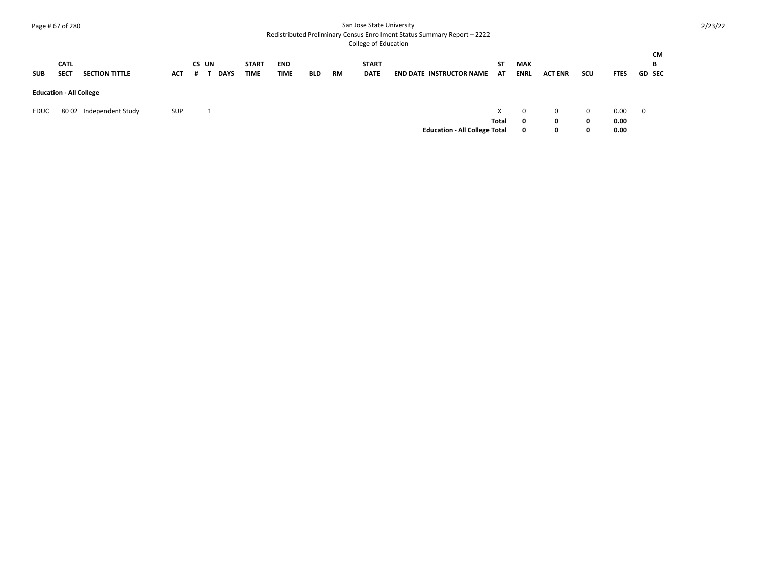San Jose State University
Redistributed Preliminary Census Enrollment Status Summary Report – 2222
College of Education

| SUB | CATL SECT | SECTION TITTLE | ACT | CS # | UNT | DAYS | START TIME | END TIME | BLD | RM | START DATE | END DATE | INSTRUCTOR NAME | STAT | MAX ENRL | ACT ENR | SCU | FTES | GD | CMB SEC |
|---|---|---|---|---|---|---|---|---|---|---|---|---|---|---|---|---|---|---|---|---|
| **Education - All College** | | | | | | | | | | | | | | | | | | | | |
| EDUC | 80 02 | Independent Study | SUP | | 1 | | | | | | | | | X | 0 | 0 | 0 | 0.00 | 0 | |
| | | | | | | | | | | | | | | **Total** | **0** | **0** | **0** | **0.00** | | |
| | | | | | | | | | | | | | **Education - All College Total** | | **0** | **0** | **0** | **0.00** | | |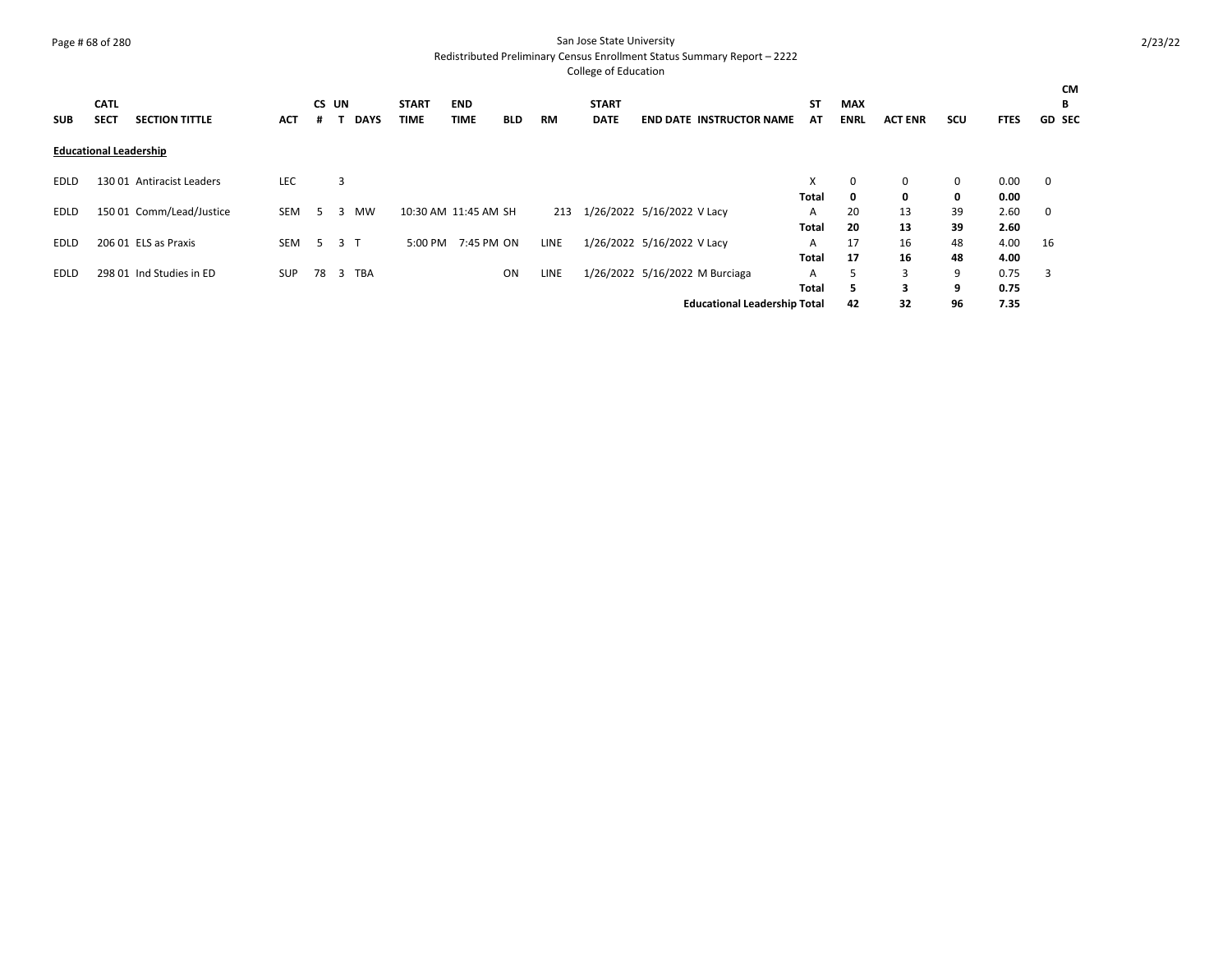San Jose State University

Redistributed Preliminary Census Enrollment Status Summary Report – 2222

College of Education

| SUB | CATL SECT | SECTION TITTLE | ACT | CS # | UNT | DAYS | START TIME | END TIME | BLD | RM | START DATE | END DATE | INSTRUCTOR NAME | STAT | MAX ENRL | ACT ENR | SCU | FTES | GD | CMB SEC |
|---|---|---|---|---|---|---|---|---|---|---|---|---|---|---|---|---|---|---|---|---|
| **Educational Leadership** | | | | | | | | | | | | | | | | | | | | |
| EDLD | 130 01 | Antiracist Leaders | LEC | | 3 | | | | | | | | | X | 0 | 0 | 0 | 0.00 | 0 | |
| | | | | | | | | | | | | | | **Total** | **0** | **0** | **0** | **0.00** | | |
| EDLD | 150 01 | Comm/Lead/Justice | SEM | 5 | 3 | MW | 10:30 AM | 11:45 AM | SH | 213 | 1/26/2022 | 5/16/2022 | V Lacy | A | 20 | 13 | 39 | 2.60 | 0 | |
| | | | | | | | | | | | | | | **Total** | **20** | **13** | **39** | **2.60** | | |
| EDLD | 206 01 | ELS as Praxis | SEM | 5 | 3 | T | 5:00 PM | 7:45 PM | ON | LINE | 1/26/2022 | 5/16/2022 | V Lacy | A | 17 | 16 | 48 | 4.00 | 16 | |
| | | | | | | | | | | | | | | **Total** | **17** | **16** | **48** | **4.00** | | |
| EDLD | 298 01 | Ind Studies in ED | SUP | 78 | 3 | TBA | | | ON | LINE | 1/26/2022 | 5/16/2022 | M Burciaga | A | 5 | 3 | 9 | 0.75 | 3 | |
| | | | | | | | | | | | | | | **Total** | **5** | **3** | **9** | **0.75** | | |
| | | | | | | | | | | | | | **Educational Leadership Total** | | **42** | **32** | **96** | **7.35** | | |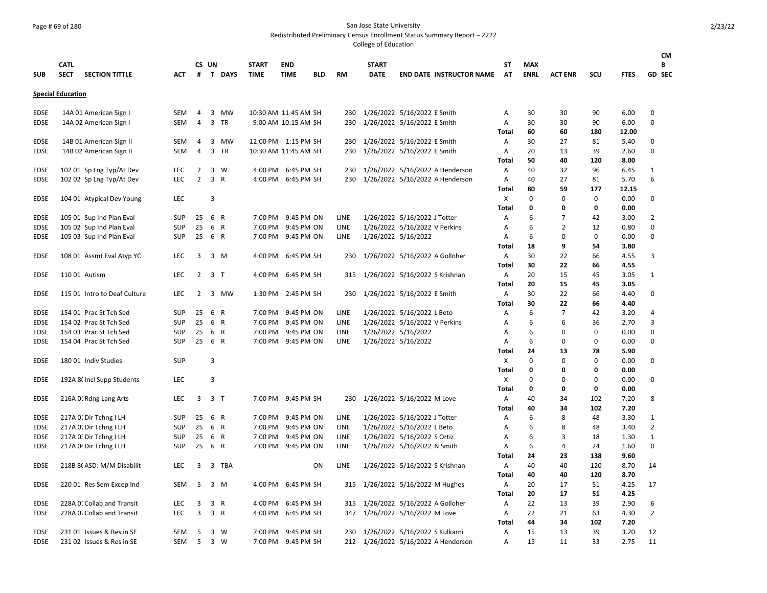San Jose State University

Redistributed Preliminary Census Enrollment Status Summary Report – 2222

College of Education

## Special Education

| SUB | CATL SECT | SECTION TITTLE | ACT | CS # | UN T | DAYS | START TIME | END TIME | BLD | RM | START DATE | END DATE | INSTRUCTOR NAME | ST AT | MAX ENRL | ACT ENR | SCU | FTES | GD | CMB SEC |
|---|---|---|---|---|---|---|---|---|---|---|---|---|---|---|---|---|---|---|---|---|
| EDSE | 14A 01 | American Sign I | SEM | 4 | 3 | MW | 10:30 AM | 11:45 AM | SH | 230 | 1/26/2022 | 5/16/2022 | E Smith | A | 30 | 30 | 90 | 6.00 | 0 | |
| EDSE | 14A 02 | American Sign I | SEM | 4 | 3 | TR | 9:00 AM | 10:15 AM | SH | 230 | 1/26/2022 | 5/16/2022 | E Smith | A | 30 | 30 | 90 | 6.00 | 0 | |
| | | | | | | | | | | | | | | **Total** | **60** | **60** | **180** | **12.00** | | |
| EDSE | 14B 01 | American Sign II | SEM | 4 | 3 | MW | 12:00 PM | 1:15 PM | SH | 230 | 1/26/2022 | 5/16/2022 | E Smith | A | 30 | 27 | 81 | 5.40 | 0 | |
| EDSE | 14B 02 | American Sign II | SEM | 4 | 3 | TR | 10:30 AM | 11:45 AM | SH | 230 | 1/26/2022 | 5/16/2022 | E Smith | A | 20 | 13 | 39 | 2.60 | 0 | |
| | | | | | | | | | | | | | | **Total** | **50** | **40** | **120** | **8.00** | | |
| EDSE | 102 01 | Sp Lng Typ/At Dev | LEC | 2 | 3 | W | 4:00 PM | 6:45 PM | SH | 230 | 1/26/2022 | 5/16/2022 | A Henderson | A | 40 | 32 | 96 | 6.45 | 1 | |
| EDSE | 102 02 | Sp Lng Typ/At Dev | LEC | 2 | 3 | R | 4:00 PM | 6:45 PM | SH | 230 | 1/26/2022 | 5/16/2022 | A Henderson | A | 40 | 27 | 81 | 5.70 | 6 | |
| | | | | | | | | | | | | | | **Total** | **80** | **59** | **177** | **12.15** | | |
| EDSE | 104 01 | Atypical Dev Young | LEC | | 3 | | | | | | | | | X | 0 | 0 | 0 | 0.00 | 0 | |
| | | | | | | | | | | | | | | **Total** | **0** | **0** | **0** | **0.00** | | |
| EDSE | 105 01 | Sup Ind Plan Eval | SUP | 25 | 6 | R | 7:00 PM | 9:45 PM | ON | LINE | 1/26/2022 | 5/16/2022 | J Totter | A | 6 | 7 | 42 | 3.00 | 2 | |
| EDSE | 105 02 | Sup Ind Plan Eval | SUP | 25 | 6 | R | 7:00 PM | 9:45 PM | ON | LINE | 1/26/2022 | 5/16/2022 | V Perkins | A | 6 | 2 | 12 | 0.80 | 0 | |
| EDSE | 105 03 | Sup Ind Plan Eval | SUP | 25 | 6 | R | 7:00 PM | 9:45 PM | ON | LINE | 1/26/2022 | 5/16/2022 | | A | 6 | 0 | 0 | 0.00 | 0 | |
| | | | | | | | | | | | | | | **Total** | **18** | **9** | **54** | **3.80** | | |
| EDSE | 108 01 | Assmt Eval Atyp YC | LEC | 3 | 3 | M | 4:00 PM | 6:45 PM | SH | 230 | 1/26/2022 | 5/16/2022 | A Golloher | A | 30 | 22 | 66 | 4.55 | 3 | |
| | | | | | | | | | | | | | | **Total** | **30** | **22** | **66** | **4.55** | | |
| EDSE | 110 01 | Autism | LEC | 2 | 3 | T | 4:00 PM | 6:45 PM | SH | 315 | 1/26/2022 | 5/16/2022 | S Krishnan | A | 20 | 15 | 45 | 3.05 | 1 | |
| | | | | | | | | | | | | | | **Total** | **20** | **15** | **45** | **3.05** | | |
| EDSE | 115 01 | Intro to Deaf Culture | LEC | 2 | 3 | MW | 1:30 PM | 2:45 PM | SH | 230 | 1/26/2022 | 5/16/2022 | E Smith | A | 30 | 22 | 66 | 4.40 | 0 | |
| | | | | | | | | | | | | | | **Total** | **30** | **22** | **66** | **4.40** | | |
| EDSE | 154 01 | Prac St Tch Sed | SUP | 25 | 6 | R | 7:00 PM | 9:45 PM | ON | LINE | 1/26/2022 | 5/16/2022 | L Beto | A | 6 | 7 | 42 | 3.20 | 4 | |
| EDSE | 154 02 | Prac St Tch Sed | SUP | 25 | 6 | R | 7:00 PM | 9:45 PM | ON | LINE | 1/26/2022 | 5/16/2022 | V Perkins | A | 6 | 6 | 36 | 2.70 | 3 | |
| EDSE | 154 03 | Prac St Tch Sed | SUP | 25 | 6 | R | 7:00 PM | 9:45 PM | ON | LINE | 1/26/2022 | 5/16/2022 | | A | 6 | 0 | 0 | 0.00 | 0 | |
| EDSE | 154 04 | Prac St Tch Sed | SUP | 25 | 6 | R | 7:00 PM | 9:45 PM | ON | LINE | 1/26/2022 | 5/16/2022 | | A | 6 | 0 | 0 | 0.00 | 0 | |
| | | | | | | | | | | | | | | **Total** | **24** | **13** | **78** | **5.90** | | |
| EDSE | 180 01 | Indiv Studies | SUP | | 3 | | | | | | | | | X | 0 | 0 | 0 | 0.00 | 0 | |
| | | | | | | | | | | | | | | **Total** | **0** | **0** | **0** | **0.00** | | |
| EDSE | 192A 8( | Incl Supp Students | LEC | | 3 | | | | | | | | | X | 0 | 0 | 0 | 0.00 | 0 | |
| | | | | | | | | | | | | | | **Total** | **0** | **0** | **0** | **0.00** | | |
| EDSE | 216A 0: | Rdng Lang Arts | LEC | 3 | 3 | T | 7:00 PM | 9:45 PM | SH | 230 | 1/26/2022 | 5/16/2022 | M Love | A | 40 | 34 | 102 | 7.20 | 8 | |
| | | | | | | | | | | | | | | **Total** | **40** | **34** | **102** | **7.20** | | |
| EDSE | 217A 0: | Dir Tchng I LH | SUP | 25 | 6 | R | 7:00 PM | 9:45 PM | ON | LINE | 1/26/2022 | 5/16/2022 | J Totter | A | 6 | 8 | 48 | 3.30 | 1 | |
| EDSE | 217A 0: | Dir Tchng I LH | SUP | 25 | 6 | R | 7:00 PM | 9:45 PM | ON | LINE | 1/26/2022 | 5/16/2022 | L Beto | A | 6 | 8 | 48 | 3.40 | 2 | |
| EDSE | 217A 0: | Dir Tchng I LH | SUP | 25 | 6 | R | 7:00 PM | 9:45 PM | ON | LINE | 1/26/2022 | 5/16/2022 | S Ortiz | A | 6 | 3 | 18 | 1.30 | 1 | |
| EDSE | 217A 0 | Dir Tchng I LH | SUP | 25 | 6 | R | 7:00 PM | 9:45 PM | ON | LINE | 1/26/2022 | 5/16/2022 | N Smith | A | 6 | 4 | 24 | 1.60 | 0 | |
| | | | | | | | | | | | | | | **Total** | **24** | **23** | **138** | **9.60** | | |
| EDSE | 218B 8( | ASD: M/M Disabilit | LEC | 3 | 3 | TBA | | | ON | LINE | 1/26/2022 | 5/16/2022 | S Krishnan | A | 40 | 40 | 120 | 8.70 | 14 | |
| | | | | | | | | | | | | | | **Total** | **40** | **40** | **120** | **8.70** | | |
| EDSE | 220 01 | Res Sem Excep Ind | SEM | 5 | 3 | M | 4:00 PM | 6:45 PM | SH | 315 | 1/26/2022 | 5/16/2022 | M Hughes | A | 20 | 17 | 51 | 4.25 | 17 | |
| | | | | | | | | | | | | | | **Total** | **20** | **17** | **51** | **4.25** | | |
| EDSE | 228A 0: | Collab and Transit | LEC | 3 | 3 | R | 4:00 PM | 6:45 PM | SH | 315 | 1/26/2022 | 5/16/2022 | A Golloher | A | 22 | 13 | 39 | 2.90 | 6 | |
| EDSE | 228A 0: | Collab and Transit | LEC | 3 | 3 | R | 4:00 PM | 6:45 PM | SH | 347 | 1/26/2022 | 5/16/2022 | M Love | A | 22 | 21 | 63 | 4.30 | 2 | |
| | | | | | | | | | | | | | | **Total** | **44** | **34** | **102** | **7.20** | | |
| EDSE | 231 01 | Issues & Res in SE | SEM | 5 | 3 | W | 7:00 PM | 9:45 PM | SH | 230 | 1/26/2022 | 5/16/2022 | S Kulkarni | A | 15 | 13 | 39 | 3.20 | 12 | |
| EDSE | 231 02 | Issues & Res in SE | SEM | 5 | 3 | W | 7:00 PM | 9:45 PM | SH | 212 | 1/26/2022 | 5/16/2022 | A Henderson | A | 15 | 11 | 33 | 2.75 | 11 | |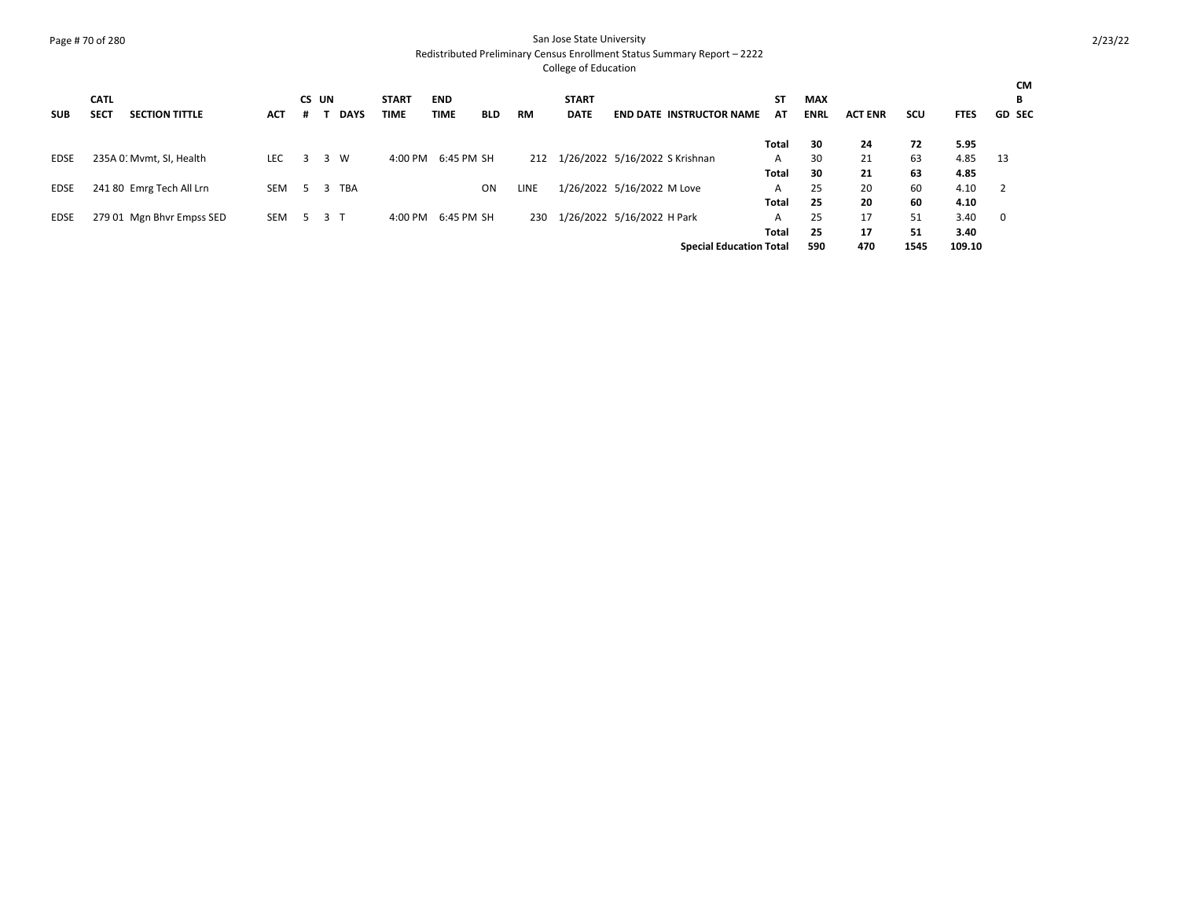San Jose State University

Redistributed Preliminary Census Enrollment Status Summary Report – 2222

College of Education

| SUB | CATL SECT | SECTION TITTLE | ACT | CS # | UN T | DAYS | START TIME | END TIME | BLD | RM | START DATE | END DATE | INSTRUCTOR NAME | ST AT | MAX ENRL | ACT ENR | SCU | FTES | GD | CMB SEC |
|---|---|---|---|---|---|---|---|---|---|---|---|---|---|---|---|---|---|---|---|---|
| | | | | | | | | | | | | | | **Total** | **30** | **24** | **72** | **5.95** | | |
| EDSE | 235A 0: | Mvmt, SI, Health | LEC | 3 | 3 | W | 4:00 PM | 6:45 PM | SH | 212 | 1/26/2022 | 5/16/2022 | S Krishnan | A | 30 | 21 | 63 | 4.85 | 13 | |
| | | | | | | | | | | | | | | **Total** | **30** | **21** | **63** | **4.85** | | |
| EDSE | 241 80 | Emrg Tech All Lrn | SEM | 5 | 3 | TBA | | | ON | LINE | 1/26/2022 | 5/16/2022 | M Love | A | 25 | 20 | 60 | 4.10 | 2 | |
| | | | | | | | | | | | | | | **Total** | **25** | **20** | **60** | **4.10** | | |
| EDSE | 279 01 | Mgn Bhvr Empss SED | SEM | 5 | 3 | T | 4:00 PM | 6:45 PM | SH | 230 | 1/26/2022 | 5/16/2022 | H Park | A | 25 | 17 | 51 | 3.40 | 0 | |
| | | | | | | | | | | | | | | **Total** | **25** | **17** | **51** | **3.40** | | |
| | | | | | | | | | | | | | **Special Education Total** | | **590** | **470** | **1545** | **109.10** | | |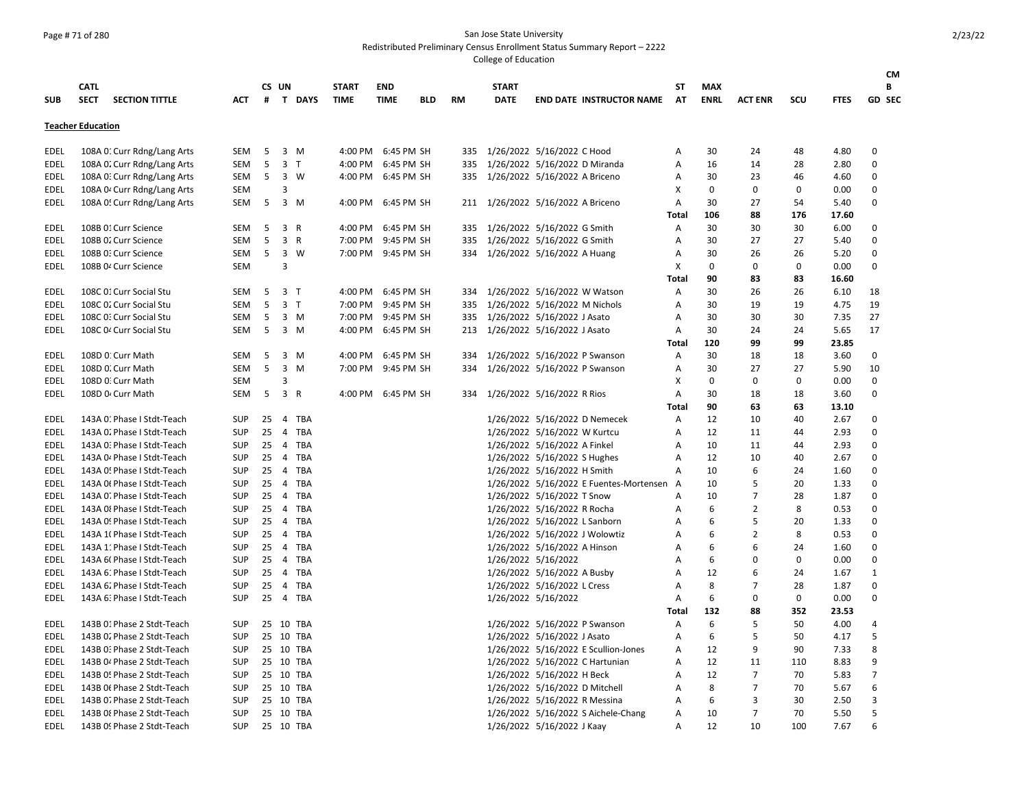San Jose State University

Redistributed Preliminary Census Enrollment Status Summary Report – 2222

College of Education

## Teacher Education

| SUB | CATL SECT | SECTION TITTLE | ACT | CS # | UN T | DAYS | START TIME | END TIME | BLD | RM | START DATE | END DATE | INSTRUCTOR NAME | ST AT | MAX ENRL | ACT ENR | SCU | FTES | GD | CMB SEC |
|---|---|---|---|---|---|---|---|---|---|---|---|---|---|---|---|---|---|---|---|---|
| EDEL | 108A 01 | Curr Rdng/Lang Arts | SEM | 5 | 3 | M | 4:00 PM | 6:45 PM | SH | 335 | 1/26/2022 | 5/16/2022 | C Hood | A | 30 | 24 | 48 | 4.80 | 0 | |
| EDEL | 108A 02 | Curr Rdng/Lang Arts | SEM | 5 | 3 | T | 4:00 PM | 6:45 PM | SH | 335 | 1/26/2022 | 5/16/2022 | D Miranda | A | 16 | 14 | 28 | 2.80 | 0 | |
| EDEL | 108A 03 | Curr Rdng/Lang Arts | SEM | 5 | 3 | W | 4:00 PM | 6:45 PM | SH | 335 | 1/26/2022 | 5/16/2022 | A Briceno | A | 30 | 23 | 46 | 4.60 | 0 | |
| EDEL | 108A 04 | Curr Rdng/Lang Arts | SEM | | 3 | | | | | | | | | X | 0 | 0 | 0 | 0.00 | 0 | |
| EDEL | 108A 05 | Curr Rdng/Lang Arts | SEM | 5 | 3 | M | 4:00 PM | 6:45 PM | SH | 211 | 1/26/2022 | 5/16/2022 | A Briceno | A | 30 | 27 | 54 | 5.40 | 0 | |
| | | | | | | | | | | | | | | Total | 106 | 88 | 176 | 17.60 | | |
| EDEL | 108B 01 | Curr Science | SEM | 5 | 3 | R | 4:00 PM | 6:45 PM | SH | 335 | 1/26/2022 | 5/16/2022 | G Smith | A | 30 | 30 | 30 | 6.00 | 0 | |
| EDEL | 108B 02 | Curr Science | SEM | 5 | 3 | R | 7:00 PM | 9:45 PM | SH | 335 | 1/26/2022 | 5/16/2022 | G Smith | A | 30 | 27 | 27 | 5.40 | 0 | |
| EDEL | 108B 03 | Curr Science | SEM | 5 | 3 | W | 7:00 PM | 9:45 PM | SH | 334 | 1/26/2022 | 5/16/2022 | A Huang | A | 30 | 26 | 26 | 5.20 | 0 | |
| EDEL | 108B 04 | Curr Science | SEM | | 3 | | | | | | | | | X | 0 | 0 | 0 | 0.00 | 0 | |
| | | | | | | | | | | | | | | Total | 90 | 83 | 83 | 16.60 | | |
| EDEL | 108C 01 | Curr Social Stu | SEM | 5 | 3 | T | 4:00 PM | 6:45 PM | SH | 334 | 1/26/2022 | 5/16/2022 | W Watson | A | 30 | 26 | 26 | 6.10 | 18 | |
| EDEL | 108C 02 | Curr Social Stu | SEM | 5 | 3 | T | 7:00 PM | 9:45 PM | SH | 335 | 1/26/2022 | 5/16/2022 | M Nichols | A | 30 | 19 | 19 | 4.75 | 19 | |
| EDEL | 108C 03 | Curr Social Stu | SEM | 5 | 3 | M | 7:00 PM | 9:45 PM | SH | 335 | 1/26/2022 | 5/16/2022 | J Asato | A | 30 | 30 | 30 | 7.35 | 27 | |
| EDEL | 108C 04 | Curr Social Stu | SEM | 5 | 3 | M | 4:00 PM | 6:45 PM | SH | 213 | 1/26/2022 | 5/16/2022 | J Asato | A | 30 | 24 | 24 | 5.65 | 17 | |
| | | | | | | | | | | | | | | Total | 120 | 99 | 99 | 23.85 | | |
| EDEL | 108D 01 | Curr Math | SEM | 5 | 3 | M | 4:00 PM | 6:45 PM | SH | 334 | 1/26/2022 | 5/16/2022 | P Swanson | A | 30 | 18 | 18 | 3.60 | 0 | |
| EDEL | 108D 02 | Curr Math | SEM | 5 | 3 | M | 7:00 PM | 9:45 PM | SH | 334 | 1/26/2022 | 5/16/2022 | P Swanson | A | 30 | 27 | 27 | 5.90 | 10 | |
| EDEL | 108D 03 | Curr Math | SEM | | 3 | | | | | | | | | X | 0 | 0 | 0 | 0.00 | 0 | |
| EDEL | 108D 04 | Curr Math | SEM | 5 | 3 | R | 4:00 PM | 6:45 PM | SH | 334 | 1/26/2022 | 5/16/2022 | R Rios | A | 30 | 18 | 18 | 3.60 | 0 | |
| | | | | | | | | | | | | | | Total | 90 | 63 | 63 | 13.10 | | |
| EDEL | 143A 01 | Phase I Stdt-Teach | SUP | 25 | 4 | TBA | | | | | 1/26/2022 | 5/16/2022 | D Nemecek | A | 12 | 10 | 40 | 2.67 | 0 | |
| EDEL | 143A 02 | Phase I Stdt-Teach | SUP | 25 | 4 | TBA | | | | | 1/26/2022 | 5/16/2022 | W Kurtcu | A | 12 | 11 | 44 | 2.93 | 0 | |
| EDEL | 143A 03 | Phase I Stdt-Teach | SUP | 25 | 4 | TBA | | | | | 1/26/2022 | 5/16/2022 | A Finkel | A | 10 | 11 | 44 | 2.93 | 0 | |
| EDEL | 143A 04 | Phase I Stdt-Teach | SUP | 25 | 4 | TBA | | | | | 1/26/2022 | 5/16/2022 | S Hughes | A | 12 | 10 | 40 | 2.67 | 0 | |
| EDEL | 143A 05 | Phase I Stdt-Teach | SUP | 25 | 4 | TBA | | | | | 1/26/2022 | 5/16/2022 | H Smith | A | 10 | 6 | 24 | 1.60 | 0 | |
| EDEL | 143A 06 | Phase I Stdt-Teach | SUP | 25 | 4 | TBA | | | | | 1/26/2022 | 5/16/2022 | E Fuentes-Mortensen | A | 10 | 5 | 20 | 1.33 | 0 | |
| EDEL | 143A 07 | Phase I Stdt-Teach | SUP | 25 | 4 | TBA | | | | | 1/26/2022 | 5/16/2022 | T Snow | A | 10 | 7 | 28 | 1.87 | 0 | |
| EDEL | 143A 08 | Phase I Stdt-Teach | SUP | 25 | 4 | TBA | | | | | 1/26/2022 | 5/16/2022 | R Rocha | A | 6 | 2 | 8 | 0.53 | 0 | |
| EDEL | 143A 09 | Phase I Stdt-Teach | SUP | 25 | 4 | TBA | | | | | 1/26/2022 | 5/16/2022 | L Sanborn | A | 6 | 5 | 20 | 1.33 | 0 | |
| EDEL | 143A 10 | Phase I Stdt-Teach | SUP | 25 | 4 | TBA | | | | | 1/26/2022 | 5/16/2022 | J Wolowtiz | A | 6 | 2 | 8 | 0.53 | 0 | |
| EDEL | 143A 11 | Phase I Stdt-Teach | SUP | 25 | 4 | TBA | | | | | 1/26/2022 | 5/16/2022 | A Hinson | A | 6 | 6 | 24 | 1.60 | 0 | |
| EDEL | 143A 60 | Phase I Stdt-Teach | SUP | 25 | 4 | TBA | | | | | 1/26/2022 | 5/16/2022 | | A | 6 | 0 | 0 | 0.00 | 0 | |
| EDEL | 143A 61 | Phase I Stdt-Teach | SUP | 25 | 4 | TBA | | | | | 1/26/2022 | 5/16/2022 | A Busby | A | 12 | 6 | 24 | 1.67 | 1 | |
| EDEL | 143A 62 | Phase I Stdt-Teach | SUP | 25 | 4 | TBA | | | | | 1/26/2022 | 5/16/2022 | L Cress | A | 8 | 7 | 28 | 1.87 | 0 | |
| EDEL | 143A 63 | Phase I Stdt-Teach | SUP | 25 | 4 | TBA | | | | | 1/26/2022 | 5/16/2022 | | A | 6 | 0 | 0 | 0.00 | 0 | |
| | | | | | | | | | | | | | | Total | 132 | 88 | 352 | 23.53 | | |
| EDEL | 143B 01 | Phase 2 Stdt-Teach | SUP | 25 | 10 | TBA | | | | | 1/26/2022 | 5/16/2022 | P Swanson | A | 6 | 5 | 50 | 4.00 | 4 | |
| EDEL | 143B 02 | Phase 2 Stdt-Teach | SUP | 25 | 10 | TBA | | | | | 1/26/2022 | 5/16/2022 | J Asato | A | 6 | 5 | 50 | 4.17 | 5 | |
| EDEL | 143B 03 | Phase 2 Stdt-Teach | SUP | 25 | 10 | TBA | | | | | 1/26/2022 | 5/16/2022 | E Scullion-Jones | A | 12 | 9 | 90 | 7.33 | 8 | |
| EDEL | 143B 04 | Phase 2 Stdt-Teach | SUP | 25 | 10 | TBA | | | | | 1/26/2022 | 5/16/2022 | C Hartunian | A | 12 | 11 | 110 | 8.83 | 9 | |
| EDEL | 143B 05 | Phase 2 Stdt-Teach | SUP | 25 | 10 | TBA | | | | | 1/26/2022 | 5/16/2022 | H Beck | A | 12 | 7 | 70 | 5.83 | 7 | |
| EDEL | 143B 06 | Phase 2 Stdt-Teach | SUP | 25 | 10 | TBA | | | | | 1/26/2022 | 5/16/2022 | D Mitchell | A | 8 | 7 | 70 | 5.67 | 6 | |
| EDEL | 143B 07 | Phase 2 Stdt-Teach | SUP | 25 | 10 | TBA | | | | | 1/26/2022 | 5/16/2022 | R Messina | A | 6 | 3 | 30 | 2.50 | 3 | |
| EDEL | 143B 08 | Phase 2 Stdt-Teach | SUP | 25 | 10 | TBA | | | | | 1/26/2022 | 5/16/2022 | S Aichele-Chang | A | 10 | 7 | 70 | 5.50 | 5 | |
| EDEL | 143B 09 | Phase 2 Stdt-Teach | SUP | 25 | 10 | TBA | | | | | 1/26/2022 | 5/16/2022 | J Kaay | A | 12 | 10 | 100 | 7.67 | 6 | |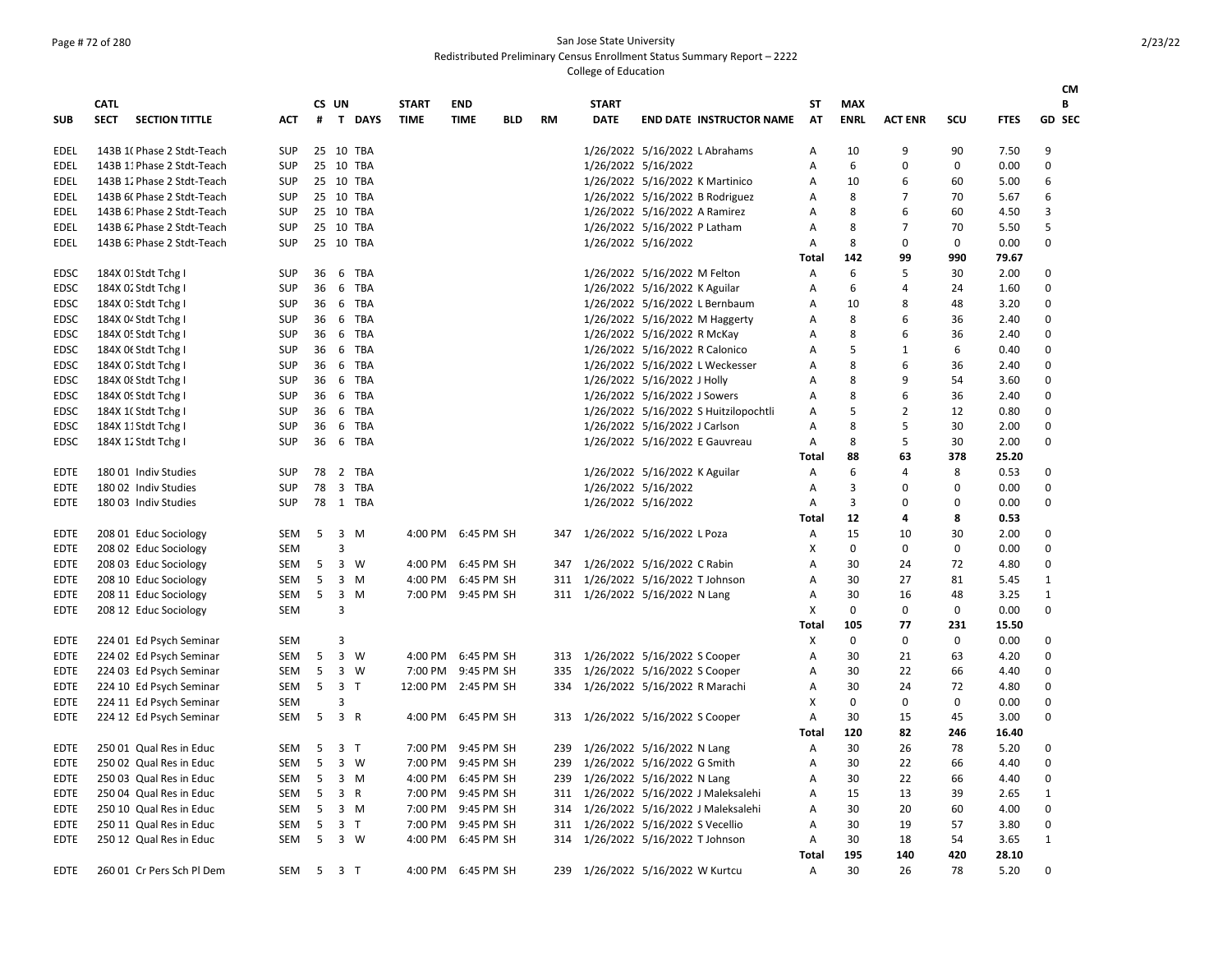San Jose State University
Redistributed Preliminary Census Enrollment Status Summary Report – 2222
College of Education

| SUB | CATL SECT | SECTION TITTLE | ACT | CS # | UN T | DAYS | START TIME | END TIME | BLD | RM | START DATE | END DATE | INSTRUCTOR NAME | ST AT | MAX ENRL | ACT ENR | SCU | FTES | GD | CMB SEC |
|---|---|---|---|---|---|---|---|---|---|---|---|---|---|---|---|---|---|---|---|---|
| EDEL | 143B 1( | Phase 2 Stdt-Teach | SUP | 25 | 10 | TBA | | | | | 1/26/2022 | 5/16/2022 | L Abrahams | A | 10 | 9 | 90 | 7.50 | 9 | |
| EDEL | 143B 1: | Phase 2 Stdt-Teach | SUP | 25 | 10 | TBA | | | | | 1/26/2022 | 5/16/2022 | | A | 6 | 0 | 0 | 0.00 | 0 | |
| EDEL | 143B 1: | Phase 2 Stdt-Teach | SUP | 25 | 10 | TBA | | | | | 1/26/2022 | 5/16/2022 | K Martinico | A | 10 | 6 | 60 | 5.00 | 6 | |
| EDEL | 143B 6( | Phase 2 Stdt-Teach | SUP | 25 | 10 | TBA | | | | | 1/26/2022 | 5/16/2022 | B Rodriguez | A | 8 | 7 | 70 | 5.67 | 6 | |
| EDEL | 143B 6: | Phase 2 Stdt-Teach | SUP | 25 | 10 | TBA | | | | | 1/26/2022 | 5/16/2022 | A Ramirez | A | 8 | 6 | 60 | 4.50 | 3 | |
| EDEL | 143B 6: | Phase 2 Stdt-Teach | SUP | 25 | 10 | TBA | | | | | 1/26/2022 | 5/16/2022 | P Latham | A | 8 | 7 | 70 | 5.50 | 5 | |
| EDEL | 143B 6: | Phase 2 Stdt-Teach | SUP | 25 | 10 | TBA | | | | | 1/26/2022 | 5/16/2022 | | A | 8 | 0 | 0 | 0.00 | 0 | |
| | | | | | | | | | | | | | | Total | 142 | 99 | 990 | 79.67 | | |
| EDSC | 184X 0: | Stdt Tchg I | SUP | 36 | 6 | TBA | | | | | 1/26/2022 | 5/16/2022 | M Felton | A | 6 | 5 | 30 | 2.00 | 0 | |
| EDSC | 184X 0: | Stdt Tchg I | SUP | 36 | 6 | TBA | | | | | 1/26/2022 | 5/16/2022 | K Aguilar | A | 6 | 4 | 24 | 1.60 | 0 | |
| EDSC | 184X 0: | Stdt Tchg I | SUP | 36 | 6 | TBA | | | | | 1/26/2022 | 5/16/2022 | L Bernbaum | A | 10 | 8 | 48 | 3.20 | 0 | |
| EDSC | 184X 0: | Stdt Tchg I | SUP | 36 | 6 | TBA | | | | | 1/26/2022 | 5/16/2022 | M Haggerty | A | 8 | 6 | 36 | 2.40 | 0 | |
| EDSC | 184X 0! | Stdt Tchg I | SUP | 36 | 6 | TBA | | | | | 1/26/2022 | 5/16/2022 | R McKay | A | 8 | 6 | 36 | 2.40 | 0 | |
| EDSC | 184X 0( | Stdt Tchg I | SUP | 36 | 6 | TBA | | | | | 1/26/2022 | 5/16/2022 | R Calonico | A | 5 | 1 | 6 | 0.40 | 0 | |
| EDSC | 184X 0: | Stdt Tchg I | SUP | 36 | 6 | TBA | | | | | 1/26/2022 | 5/16/2022 | L Weckesser | A | 8 | 6 | 36 | 2.40 | 0 | |
| EDSC | 184X 0: | Stdt Tchg I | SUP | 36 | 6 | TBA | | | | | 1/26/2022 | 5/16/2022 | J Holly | A | 8 | 9 | 54 | 3.60 | 0 | |
| EDSC | 184X 0! | Stdt Tchg I | SUP | 36 | 6 | TBA | | | | | 1/26/2022 | 5/16/2022 | J Sowers | A | 8 | 6 | 36 | 2.40 | 0 | |
| EDSC | 184X 1( | Stdt Tchg I | SUP | 36 | 6 | TBA | | | | | 1/26/2022 | 5/16/2022 | S Huitzilopochtli | A | 5 | 2 | 12 | 0.80 | 0 | |
| EDSC | 184X 1: | Stdt Tchg I | SUP | 36 | 6 | TBA | | | | | 1/26/2022 | 5/16/2022 | J Carlson | A | 8 | 5 | 30 | 2.00 | 0 | |
| EDSC | 184X 1: | Stdt Tchg I | SUP | 36 | 6 | TBA | | | | | 1/26/2022 | 5/16/2022 | E Gauvreau | A | 8 | 5 | 30 | 2.00 | 0 | |
| | | | | | | | | | | | | | | Total | 88 | 63 | 378 | 25.20 | | |
| EDTE | 180 01 | Indiv Studies | SUP | 78 | 2 | TBA | | | | | 1/26/2022 | 5/16/2022 | K Aguilar | A | 6 | 4 | 8 | 0.53 | 0 | |
| EDTE | 180 02 | Indiv Studies | SUP | 78 | 3 | TBA | | | | | 1/26/2022 | 5/16/2022 | | A | 3 | 0 | 0 | 0.00 | 0 | |
| EDTE | 180 03 | Indiv Studies | SUP | 78 | 1 | TBA | | | | | 1/26/2022 | 5/16/2022 | | A | 3 | 0 | 0 | 0.00 | 0 | |
| | | | | | | | | | | | | | | Total | 12 | 4 | 8 | 0.53 | | |
| EDTE | 208 01 | Educ Sociology | SEM | 5 | 3 | M | 4:00 PM | 6:45 PM | SH | 347 | 1/26/2022 | 5/16/2022 | L Poza | A | 15 | 10 | 30 | 2.00 | 0 | |
| EDTE | 208 02 | Educ Sociology | SEM | | 3 | | | | | | | | | X | 0 | 0 | 0 | 0.00 | 0 | |
| EDTE | 208 03 | Educ Sociology | SEM | 5 | 3 | W | 4:00 PM | 6:45 PM | SH | 347 | 1/26/2022 | 5/16/2022 | C Rabin | A | 30 | 24 | 72 | 4.80 | 0 | |
| EDTE | 208 10 | Educ Sociology | SEM | 5 | 3 | M | 4:00 PM | 6:45 PM | SH | 311 | 1/26/2022 | 5/16/2022 | T Johnson | A | 30 | 27 | 81 | 5.45 | 1 | |
| EDTE | 208 11 | Educ Sociology | SEM | 5 | 3 | M | 7:00 PM | 9:45 PM | SH | 311 | 1/26/2022 | 5/16/2022 | N Lang | A | 30 | 16 | 48 | 3.25 | 1 | |
| EDTE | 208 12 | Educ Sociology | SEM | | 3 | | | | | | | | | X | 0 | 0 | 0 | 0.00 | 0 | |
| | | | | | | | | | | | | | | Total | 105 | 77 | 231 | 15.50 | | |
| EDTE | 224 01 | Ed Psych Seminar | SEM | | 3 | | | | | | | | | X | 0 | 0 | 0 | 0.00 | 0 | |
| EDTE | 224 02 | Ed Psych Seminar | SEM | 5 | 3 | W | 4:00 PM | 6:45 PM | SH | 313 | 1/26/2022 | 5/16/2022 | S Cooper | A | 30 | 21 | 63 | 4.20 | 0 | |
| EDTE | 224 03 | Ed Psych Seminar | SEM | 5 | 3 | W | 7:00 PM | 9:45 PM | SH | 335 | 1/26/2022 | 5/16/2022 | S Cooper | A | 30 | 22 | 66 | 4.40 | 0 | |
| EDTE | 224 10 | Ed Psych Seminar | SEM | 5 | 3 | T | 12:00 PM | 2:45 PM | SH | 334 | 1/26/2022 | 5/16/2022 | R Marachi | A | 30 | 24 | 72 | 4.80 | 0 | |
| EDTE | 224 11 | Ed Psych Seminar | SEM | | 3 | | | | | | | | | X | 0 | 0 | 0 | 0.00 | 0 | |
| EDTE | 224 12 | Ed Psych Seminar | SEM | 5 | 3 | R | 4:00 PM | 6:45 PM | SH | 313 | 1/26/2022 | 5/16/2022 | S Cooper | A | 30 | 15 | 45 | 3.00 | 0 | |
| | | | | | | | | | | | | | | Total | 120 | 82 | 246 | 16.40 | | |
| EDTE | 250 01 | Qual Res in Educ | SEM | 5 | 3 | T | 7:00 PM | 9:45 PM | SH | 239 | 1/26/2022 | 5/16/2022 | N Lang | A | 30 | 26 | 78 | 5.20 | 0 | |
| EDTE | 250 02 | Qual Res in Educ | SEM | 5 | 3 | W | 7:00 PM | 9:45 PM | SH | 239 | 1/26/2022 | 5/16/2022 | G Smith | A | 30 | 22 | 66 | 4.40 | 0 | |
| EDTE | 250 03 | Qual Res in Educ | SEM | 5 | 3 | M | 4:00 PM | 6:45 PM | SH | 239 | 1/26/2022 | 5/16/2022 | N Lang | A | 30 | 22 | 66 | 4.40 | 0 | |
| EDTE | 250 04 | Qual Res in Educ | SEM | 5 | 3 | R | 7:00 PM | 9:45 PM | SH | 311 | 1/26/2022 | 5/16/2022 | J Maleksalehi | A | 15 | 13 | 39 | 2.65 | 1 | |
| EDTE | 250 10 | Qual Res in Educ | SEM | 5 | 3 | M | 7:00 PM | 9:45 PM | SH | 314 | 1/26/2022 | 5/16/2022 | J Maleksalehi | A | 30 | 20 | 60 | 4.00 | 0 | |
| EDTE | 250 11 | Qual Res in Educ | SEM | 5 | 3 | T | 7:00 PM | 9:45 PM | SH | 311 | 1/26/2022 | 5/16/2022 | S Vecellio | A | 30 | 19 | 57 | 3.80 | 0 | |
| EDTE | 250 12 | Qual Res in Educ | SEM | 5 | 3 | W | 4:00 PM | 6:45 PM | SH | 314 | 1/26/2022 | 5/16/2022 | T Johnson | A | 30 | 18 | 54 | 3.65 | 1 | |
| | | | | | | | | | | | | | | Total | 195 | 140 | 420 | 28.10 | | |
| EDTE | 260 01 | Cr Pers Sch Pl Dem | SEM | 5 | 3 | T | 4:00 PM | 6:45 PM | SH | 239 | 1/26/2022 | 5/16/2022 | W Kurtcu | A | 30 | 26 | 78 | 5.20 | 0 | |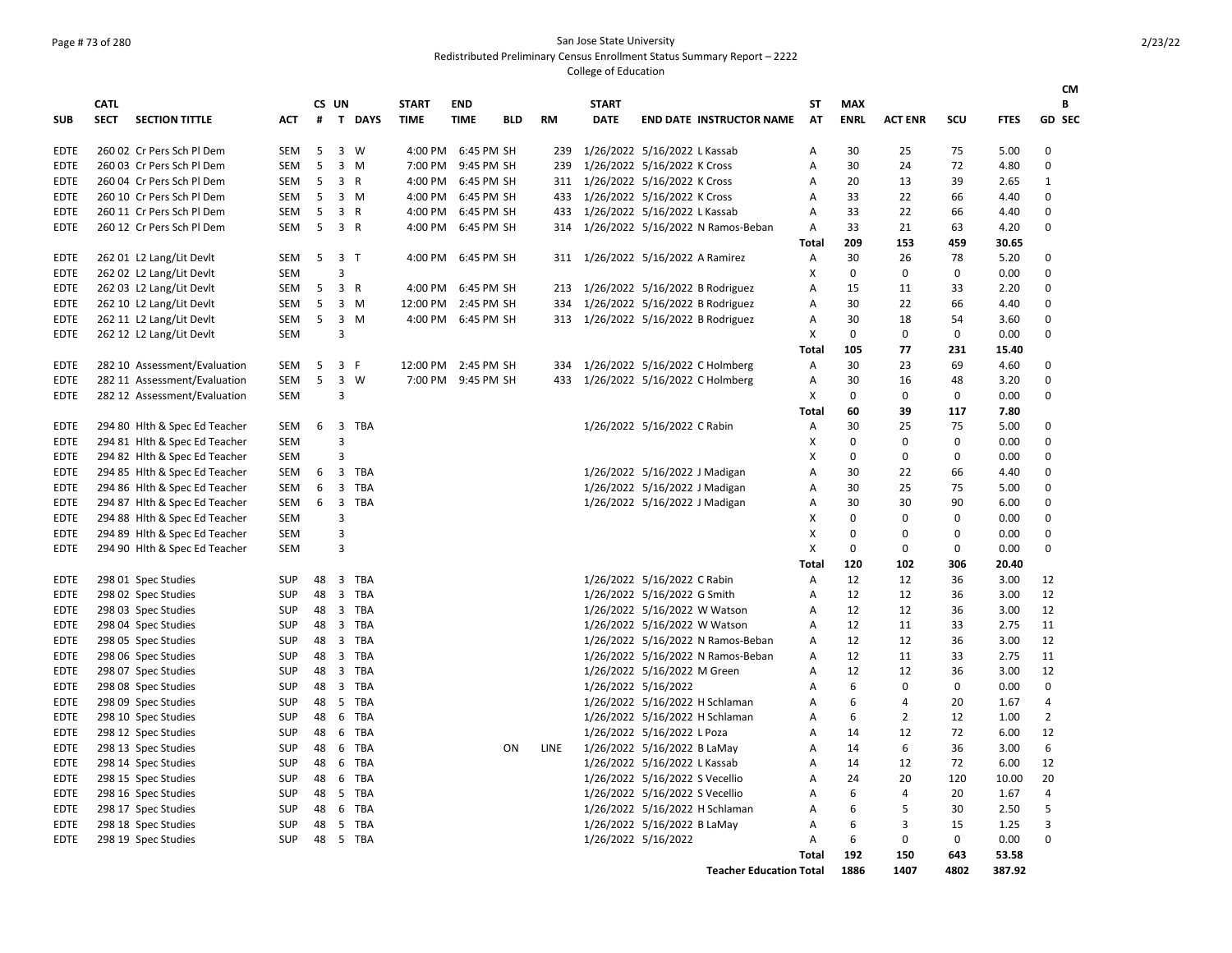San Jose State University
Redistributed Preliminary Census Enrollment Status Summary Report – 2222
College of Education

| SUB | CATL SECT | SECTION TITTLE | ACT | CS # | UN T | DAYS | START TIME | END TIME | BLD | RM | START DATE | END DATE | INSTRUCTOR NAME | ST AT | MAX ENRL | ACT ENR | SCU | FTES | GD | CMB SEC |
|---|---|---|---|---|---|---|---|---|---|---|---|---|---|---|---|---|---|---|---|---|
| EDTE | 260 02 | Cr Pers Sch Pl Dem | SEM | 5 | 3 | W | 4:00 PM | 6:45 PM | SH | 239 | 1/26/2022 | 5/16/2022 | L Kassab | A | 30 | 25 | 75 | 5.00 | 0 | |
| EDTE | 260 03 | Cr Pers Sch Pl Dem | SEM | 5 | 3 | M | 7:00 PM | 9:45 PM | SH | 239 | 1/26/2022 | 5/16/2022 | K Cross | A | 30 | 24 | 72 | 4.80 | 0 | |
| EDTE | 260 04 | Cr Pers Sch Pl Dem | SEM | 5 | 3 | R | 4:00 PM | 6:45 PM | SH | 311 | 1/26/2022 | 5/16/2022 | K Cross | A | 20 | 13 | 39 | 2.65 | 1 | |
| EDTE | 260 10 | Cr Pers Sch Pl Dem | SEM | 5 | 3 | M | 4:00 PM | 6:45 PM | SH | 433 | 1/26/2022 | 5/16/2022 | K Cross | A | 33 | 22 | 66 | 4.40 | 0 | |
| EDTE | 260 11 | Cr Pers Sch Pl Dem | SEM | 5 | 3 | R | 4:00 PM | 6:45 PM | SH | 433 | 1/26/2022 | 5/16/2022 | L Kassab | A | 33 | 22 | 66 | 4.40 | 0 | |
| EDTE | 260 12 | Cr Pers Sch Pl Dem | SEM | 5 | 3 | R | 4:00 PM | 6:45 PM | SH | 314 | 1/26/2022 | 5/16/2022 | N Ramos-Beban | A | 33 | 21 | 63 | 4.20 | 0 | |
| | | | | | | | | | | | | | | **Total** | **209** | **153** | **459** | **30.65** | | |
| EDTE | 262 01 | L2 Lang/Lit Devlt | SEM | 5 | 3 | T | 4:00 PM | 6:45 PM | SH | 311 | 1/26/2022 | 5/16/2022 | A Ramirez | A | 30 | 26 | 78 | 5.20 | 0 | |
| EDTE | 262 02 | L2 Lang/Lit Devlt | SEM | | 3 | | | | | | | | | X | 0 | 0 | 0 | 0.00 | 0 | |
| EDTE | 262 03 | L2 Lang/Lit Devlt | SEM | 5 | 3 | R | 4:00 PM | 6:45 PM | SH | 213 | 1/26/2022 | 5/16/2022 | B Rodriguez | A | 15 | 11 | 33 | 2.20 | 0 | |
| EDTE | 262 10 | L2 Lang/Lit Devlt | SEM | 5 | 3 | M | 12:00 PM | 2:45 PM | SH | 334 | 1/26/2022 | 5/16/2022 | B Rodriguez | A | 30 | 22 | 66 | 4.40 | 0 | |
| EDTE | 262 11 | L2 Lang/Lit Devlt | SEM | 5 | 3 | M | 4:00 PM | 6:45 PM | SH | 313 | 1/26/2022 | 5/16/2022 | B Rodriguez | A | 30 | 18 | 54 | 3.60 | 0 | |
| EDTE | 262 12 | L2 Lang/Lit Devlt | SEM | | 3 | | | | | | | | | X | 0 | 0 | 0 | 0.00 | 0 | |
| | | | | | | | | | | | | | | **Total** | **105** | **77** | **231** | **15.40** | | |
| EDTE | 282 10 | Assessment/Evaluation | SEM | 5 | 3 | F | 12:00 PM | 2:45 PM | SH | 334 | 1/26/2022 | 5/16/2022 | C Holmberg | A | 30 | 23 | 69 | 4.60 | 0 | |
| EDTE | 282 11 | Assessment/Evaluation | SEM | 5 | 3 | W | 7:00 PM | 9:45 PM | SH | 433 | 1/26/2022 | 5/16/2022 | C Holmberg | A | 30 | 16 | 48 | 3.20 | 0 | |
| EDTE | 282 12 | Assessment/Evaluation | SEM | | 3 | | | | | | | | | X | 0 | 0 | 0 | 0.00 | 0 | |
| | | | | | | | | | | | | | | **Total** | **60** | **39** | **117** | **7.80** | | |
| EDTE | 294 80 | Hlth & Spec Ed Teacher | SEM | 6 | 3 | TBA | | | | | 1/26/2022 | 5/16/2022 | C Rabin | A | 30 | 25 | 75 | 5.00 | 0 | |
| EDTE | 294 81 | Hlth & Spec Ed Teacher | SEM | | 3 | | | | | | | | | X | 0 | 0 | 0 | 0.00 | 0 | |
| EDTE | 294 82 | Hlth & Spec Ed Teacher | SEM | | 3 | | | | | | | | | X | 0 | 0 | 0 | 0.00 | 0 | |
| EDTE | 294 85 | Hlth & Spec Ed Teacher | SEM | 6 | 3 | TBA | | | | | 1/26/2022 | 5/16/2022 | J Madigan | A | 30 | 22 | 66 | 4.40 | 0 | |
| EDTE | 294 86 | Hlth & Spec Ed Teacher | SEM | 6 | 3 | TBA | | | | | 1/26/2022 | 5/16/2022 | J Madigan | A | 30 | 25 | 75 | 5.00 | 0 | |
| EDTE | 294 87 | Hlth & Spec Ed Teacher | SEM | 6 | 3 | TBA | | | | | 1/26/2022 | 5/16/2022 | J Madigan | A | 30 | 30 | 90 | 6.00 | 0 | |
| EDTE | 294 88 | Hlth & Spec Ed Teacher | SEM | | 3 | | | | | | | | | X | 0 | 0 | 0 | 0.00 | 0 | |
| EDTE | 294 89 | Hlth & Spec Ed Teacher | SEM | | 3 | | | | | | | | | X | 0 | 0 | 0 | 0.00 | 0 | |
| EDTE | 294 90 | Hlth & Spec Ed Teacher | SEM | | 3 | | | | | | | | | X | 0 | 0 | 0 | 0.00 | 0 | |
| | | | | | | | | | | | | | | **Total** | **120** | **102** | **306** | **20.40** | | |
| EDTE | 298 01 | Spec Studies | SUP | 48 | 3 | TBA | | | | | 1/26/2022 | 5/16/2022 | C Rabin | A | 12 | 12 | 36 | 3.00 | 12 | |
| EDTE | 298 02 | Spec Studies | SUP | 48 | 3 | TBA | | | | | 1/26/2022 | 5/16/2022 | G Smith | A | 12 | 12 | 36 | 3.00 | 12 | |
| EDTE | 298 03 | Spec Studies | SUP | 48 | 3 | TBA | | | | | 1/26/2022 | 5/16/2022 | W Watson | A | 12 | 12 | 36 | 3.00 | 12 | |
| EDTE | 298 04 | Spec Studies | SUP | 48 | 3 | TBA | | | | | 1/26/2022 | 5/16/2022 | W Watson | A | 12 | 11 | 33 | 2.75 | 11 | |
| EDTE | 298 05 | Spec Studies | SUP | 48 | 3 | TBA | | | | | 1/26/2022 | 5/16/2022 | N Ramos-Beban | A | 12 | 12 | 36 | 3.00 | 12 | |
| EDTE | 298 06 | Spec Studies | SUP | 48 | 3 | TBA | | | | | 1/26/2022 | 5/16/2022 | N Ramos-Beban | A | 12 | 11 | 33 | 2.75 | 11 | |
| EDTE | 298 07 | Spec Studies | SUP | 48 | 3 | TBA | | | | | 1/26/2022 | 5/16/2022 | M Green | A | 12 | 12 | 36 | 3.00 | 12 | |
| EDTE | 298 08 | Spec Studies | SUP | 48 | 3 | TBA | | | | | 1/26/2022 | 5/16/2022 | | A | 6 | 0 | 0 | 0.00 | 0 | |
| EDTE | 298 09 | Spec Studies | SUP | 48 | 5 | TBA | | | | | 1/26/2022 | 5/16/2022 | H Schlaman | A | 6 | 4 | 20 | 1.67 | 4 | |
| EDTE | 298 10 | Spec Studies | SUP | 48 | 6 | TBA | | | | | 1/26/2022 | 5/16/2022 | H Schlaman | A | 6 | 2 | 12 | 1.00 | 2 | |
| EDTE | 298 12 | Spec Studies | SUP | 48 | 6 | TBA | | | | | 1/26/2022 | 5/16/2022 | L Poza | A | 14 | 12 | 72 | 6.00 | 12 | |
| EDTE | 298 13 | Spec Studies | SUP | 48 | 6 | TBA | | | ON | LINE | 1/26/2022 | 5/16/2022 | B LaMay | A | 14 | 6 | 36 | 3.00 | 6 | |
| EDTE | 298 14 | Spec Studies | SUP | 48 | 6 | TBA | | | | | 1/26/2022 | 5/16/2022 | L Kassab | A | 14 | 12 | 72 | 6.00 | 12 | |
| EDTE | 298 15 | Spec Studies | SUP | 48 | 6 | TBA | | | | | 1/26/2022 | 5/16/2022 | S Vecellio | A | 24 | 20 | 120 | 10.00 | 20 | |
| EDTE | 298 16 | Spec Studies | SUP | 48 | 5 | TBA | | | | | 1/26/2022 | 5/16/2022 | S Vecellio | A | 6 | 4 | 20 | 1.67 | 4 | |
| EDTE | 298 17 | Spec Studies | SUP | 48 | 6 | TBA | | | | | 1/26/2022 | 5/16/2022 | H Schlaman | A | 6 | 5 | 30 | 2.50 | 5 | |
| EDTE | 298 18 | Spec Studies | SUP | 48 | 5 | TBA | | | | | 1/26/2022 | 5/16/2022 | B LaMay | A | 6 | 3 | 15 | 1.25 | 3 | |
| EDTE | 298 19 | Spec Studies | SUP | 48 | 5 | TBA | | | | | 1/26/2022 | 5/16/2022 | | A | 6 | 0 | 0 | 0.00 | 0 | |
| | | | | | | | | | | | | | | **Total** | **192** | **150** | **643** | **53.58** | | |
| | | | | | | | | | | | | | **Teacher Education Total** | | **1886** | **1407** | **4802** | **387.92** | | |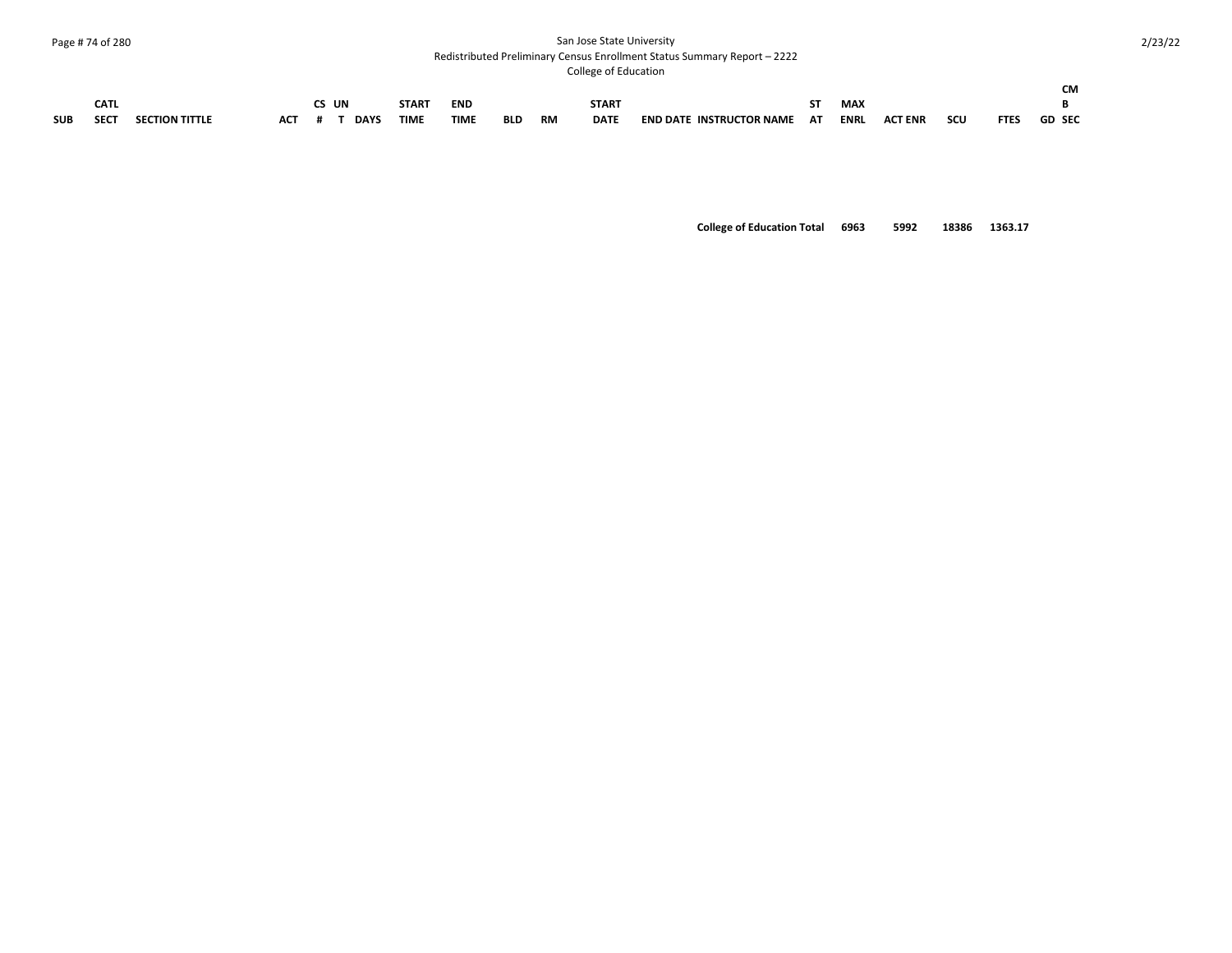| SUB | CATL SECT | SECTION TITTLE | ACT | CS # | UNT | DAYS | START TIME | END TIME | BLD | RM | START DATE | END DATE | INSTRUCTOR NAME | STAT | MAX ENRL | ACT ENR | SCU | FTES | GD | CMB SEC |
|---|---|---|---|---|---|---|---|---|---|---|---|---|---|---|---|---|---|---|---|---|
| | | | | | | | | | | | | **College of Education Total** | | | **6963** | **5992** | **18386** | **1363.17** | | |